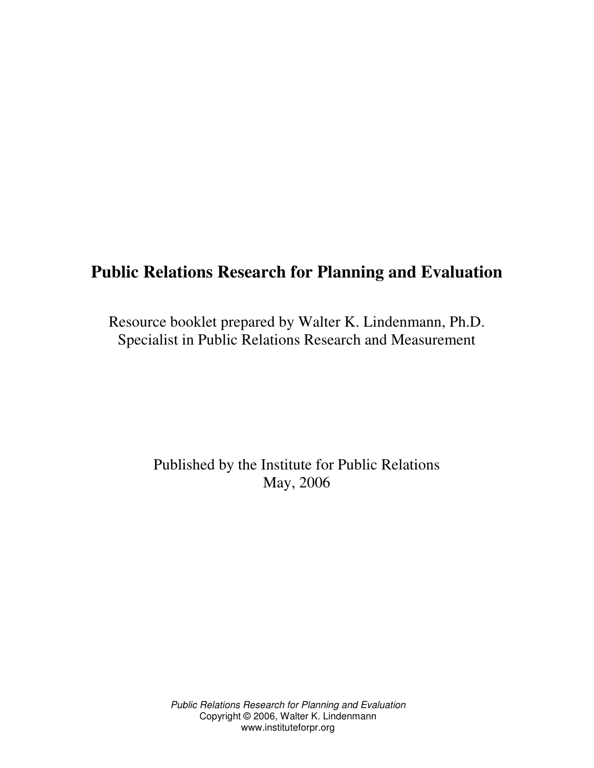# Public Relations Research for Planning and Evaluation

Resource booklet prepared by Walter K. Lindenmann, Ph.D.
Specialist in Public Relations Research and Measurement

Published by the Institute for Public Relations
May, 2006

*Public Relations Research for Planning and Evaluation*
Copyright © 2006, Walter K. Lindenmann
www.instituteforpr.org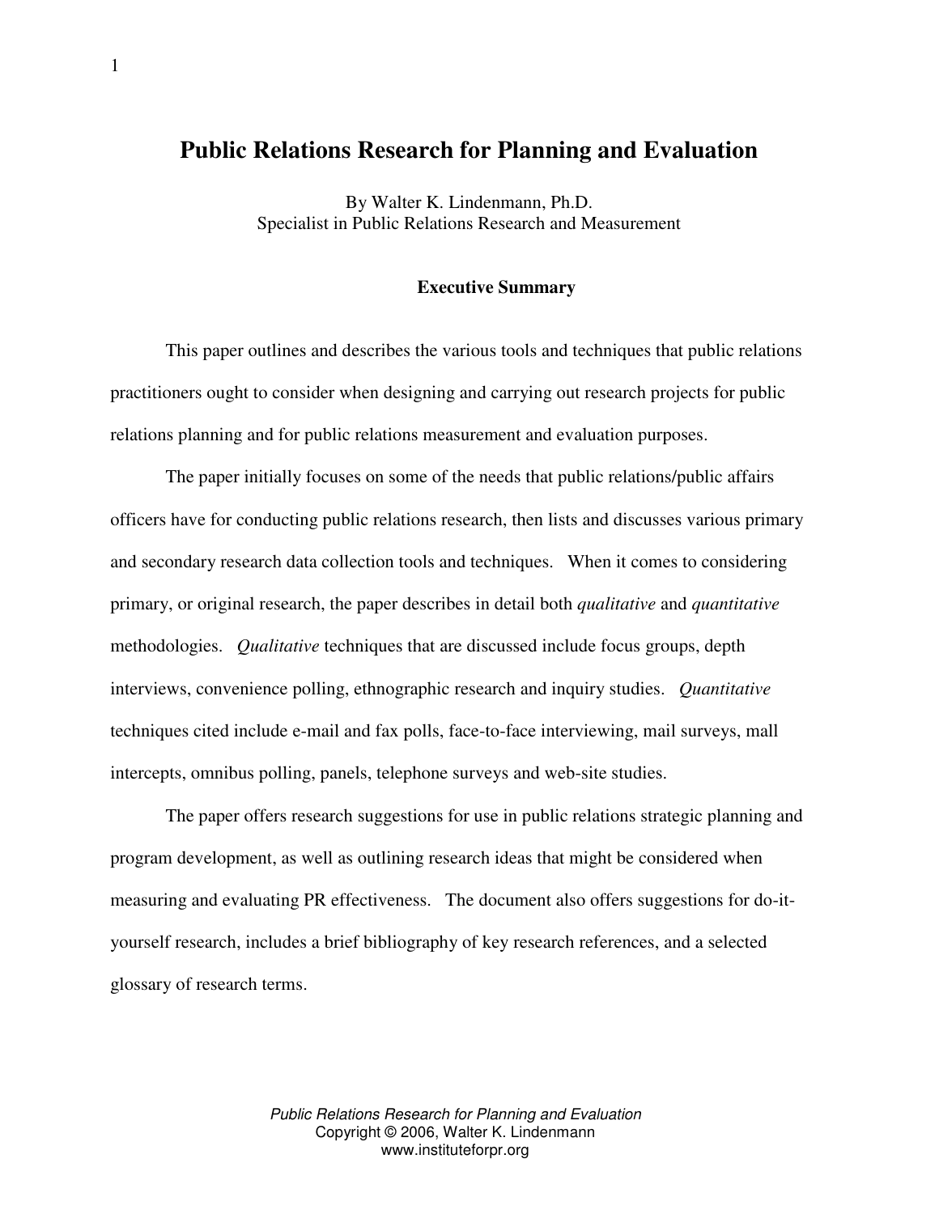# Public Relations Research for Planning and Evaluation

By Walter K. Lindenmann, Ph.D.
Specialist in Public Relations Research and Measurement

## Executive Summary

This paper outlines and describes the various tools and techniques that public relations practitioners ought to consider when designing and carrying out research projects for public relations planning and for public relations measurement and evaluation purposes.

The paper initially focuses on some of the needs that public relations/public affairs officers have for conducting public relations research, then lists and discusses various primary and secondary research data collection tools and techniques. When it comes to considering primary, or original research, the paper describes in detail both *qualitative* and *quantitative* methodologies. *Qualitative* techniques that are discussed include focus groups, depth interviews, convenience polling, ethnographic research and inquiry studies. *Quantitative* techniques cited include e-mail and fax polls, face-to-face interviewing, mail surveys, mall intercepts, omnibus polling, panels, telephone surveys and web-site studies.

The paper offers research suggestions for use in public relations strategic planning and program development, as well as outlining research ideas that might be considered when measuring and evaluating PR effectiveness. The document also offers suggestions for do-it-yourself research, includes a brief bibliography of key research references, and a selected glossary of research terms.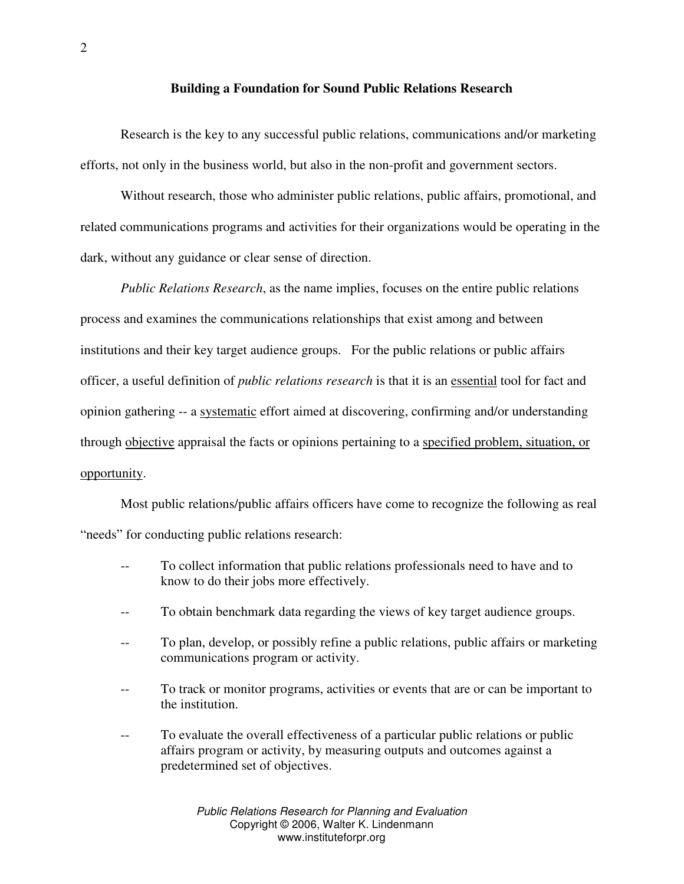## Building a Foundation for Sound Public Relations Research

Research is the key to any successful public relations, communications and/or marketing efforts, not only in the business world, but also in the non-profit and government sectors.

Without research, those who administer public relations, public affairs, promotional, and related communications programs and activities for their organizations would be operating in the dark, without any guidance or clear sense of direction.

*Public Relations Research*, as the name implies, focuses on the entire public relations process and examines the communications relationships that exist among and between institutions and their key target audience groups. For the public relations or public affairs officer, a useful definition of *public relations research* is that it is an <u>essential</u> tool for fact and opinion gathering -- a <u>systematic</u> effort aimed at discovering, confirming and/or understanding through <u>objective</u> appraisal the facts or opinions pertaining to a <u>specified problem, situation, or opportunity</u>.

Most public relations/public affairs officers have come to recognize the following as real "needs" for conducting public relations research:

- To collect information that public relations professionals need to have and to know to do their jobs more effectively.
- To obtain benchmark data regarding the views of key target audience groups.
- To plan, develop, or possibly refine a public relations, public affairs or marketing communications program or activity.
- To track or monitor programs, activities or events that are or can be important to the institution.
- To evaluate the overall effectiveness of a particular public relations or public affairs program or activity, by measuring outputs and outcomes against a predetermined set of objectives.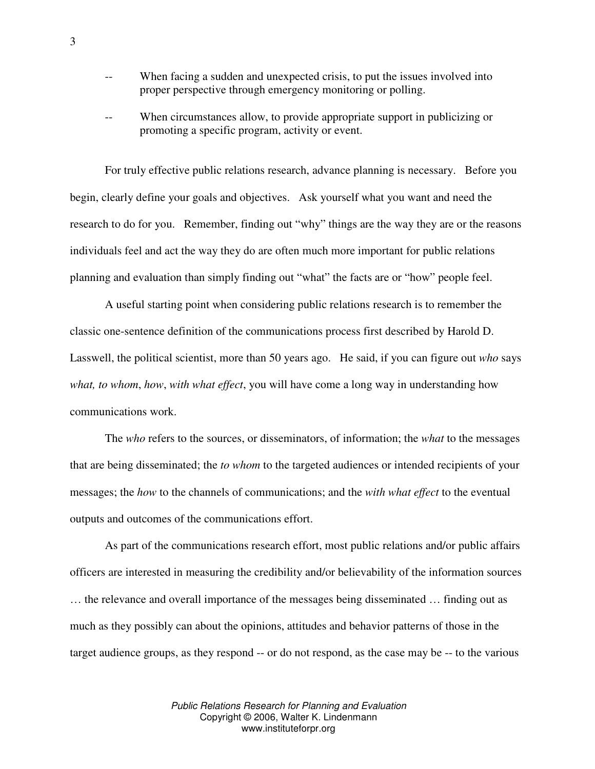-- When facing a sudden and unexpected crisis, to put the issues involved into proper perspective through emergency monitoring or polling.

-- When circumstances allow, to provide appropriate support in publicizing or promoting a specific program, activity or event.

For truly effective public relations research, advance planning is necessary. Before you begin, clearly define your goals and objectives. Ask yourself what you want and need the research to do for you. Remember, finding out "why" things are the way they are or the reasons individuals feel and act the way they do are often much more important for public relations planning and evaluation than simply finding out "what" the facts are or "how" people feel.

A useful starting point when considering public relations research is to remember the classic one-sentence definition of the communications process first described by Harold D. Lasswell, the political scientist, more than 50 years ago. He said, if you can figure out *who* says *what, to whom*, *how*, *with what effect*, you will have come a long way in understanding how communications work.

The *who* refers to the sources, or disseminators, of information; the *what* to the messages that are being disseminated; the *to whom* to the targeted audiences or intended recipients of your messages; the *how* to the channels of communications; and the *with what effect* to the eventual outputs and outcomes of the communications effort.

As part of the communications research effort, most public relations and/or public affairs officers are interested in measuring the credibility and/or believability of the information sources … the relevance and overall importance of the messages being disseminated … finding out as much as they possibly can about the opinions, attitudes and behavior patterns of those in the target audience groups, as they respond -- or do not respond, as the case may be -- to the various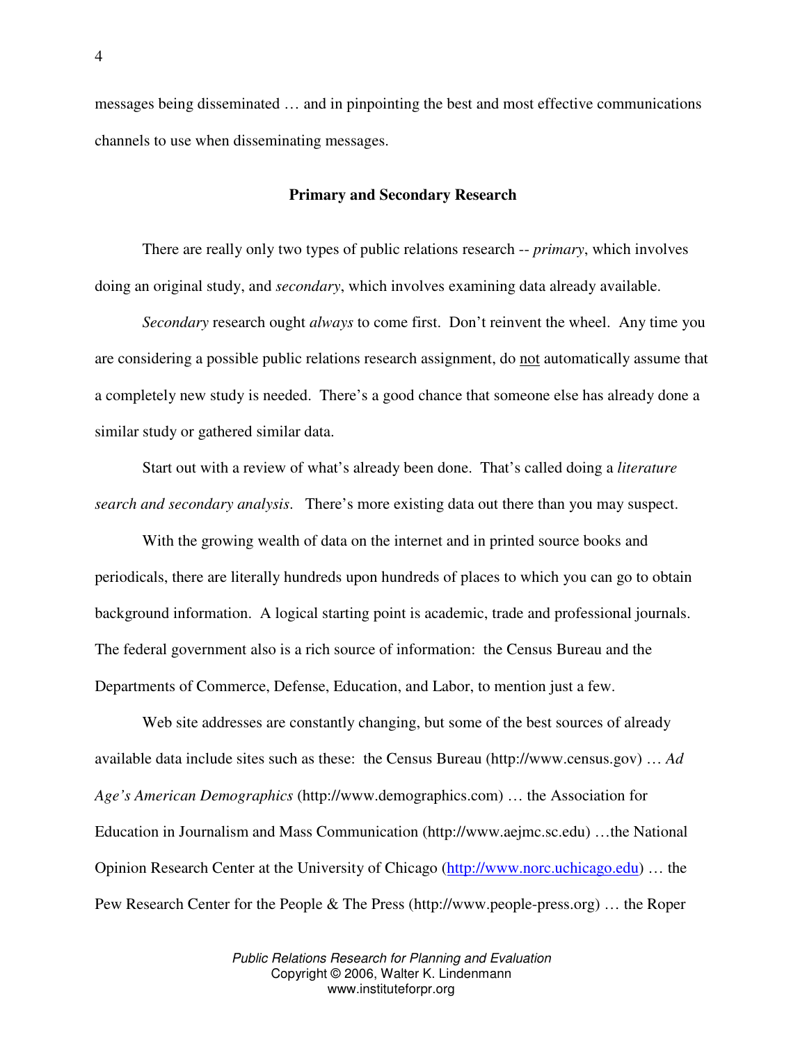messages being disseminated … and in pinpointing the best and most effective communications channels to use when disseminating messages.

## Primary and Secondary Research

There are really only two types of public relations research -- *primary*, which involves doing an original study, and *secondary*, which involves examining data already available.

*Secondary* research ought *always* to come first. Don't reinvent the wheel. Any time you are considering a possible public relations research assignment, do <u>not</u> automatically assume that a completely new study is needed. There's a good chance that someone else has already done a similar study or gathered similar data.

Start out with a review of what's already been done. That's called doing a *literature search and secondary analysis*. There's more existing data out there than you may suspect.

With the growing wealth of data on the internet and in printed source books and periodicals, there are literally hundreds upon hundreds of places to which you can go to obtain background information. A logical starting point is academic, trade and professional journals. The federal government also is a rich source of information: the Census Bureau and the Departments of Commerce, Defense, Education, and Labor, to mention just a few.

Web site addresses are constantly changing, but some of the best sources of already available data include sites such as these: the Census Bureau (http://www.census.gov) … *Ad Age's American Demographics* (http://www.demographics.com) … the Association for Education in Journalism and Mass Communication (http://www.aejmc.sc.edu) …the National Opinion Research Center at the University of Chicago (http://www.norc.uchicago.edu) … the Pew Research Center for the People & The Press (http://www.people-press.org) … the Roper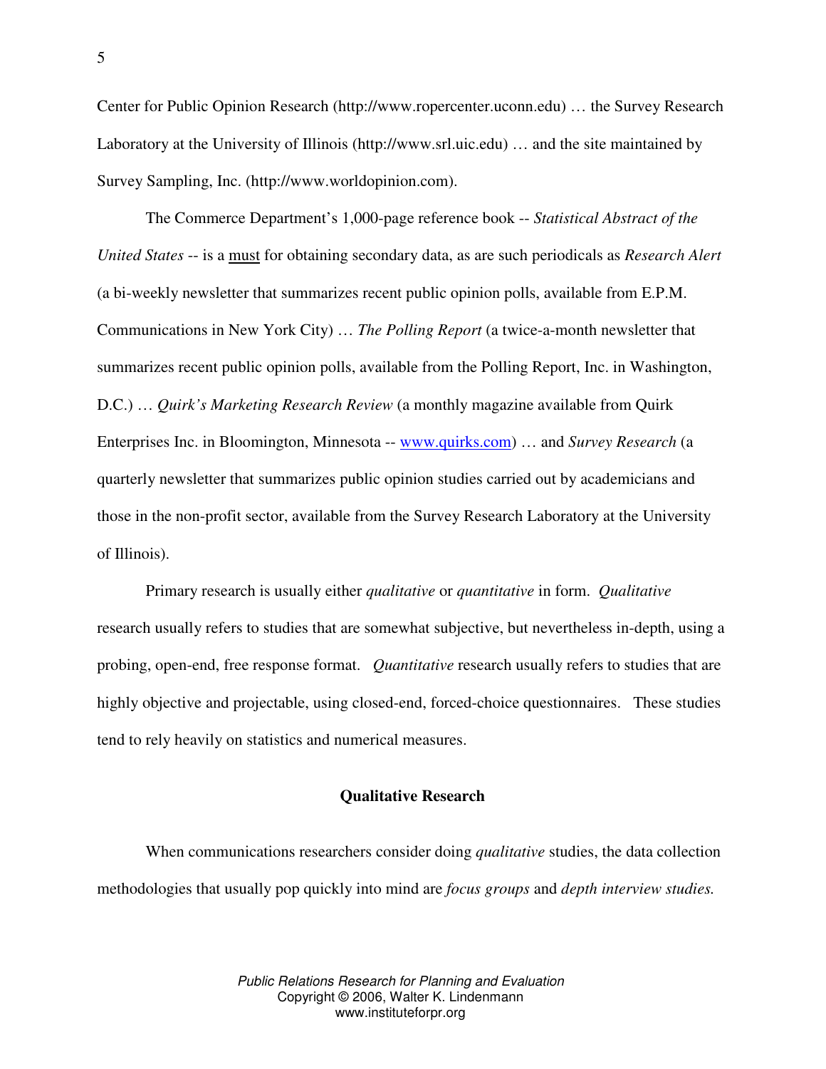Center for Public Opinion Research (http://www.ropercenter.uconn.edu) … the Survey Research Laboratory at the University of Illinois (http://www.srl.uic.edu) … and the site maintained by Survey Sampling, Inc. (http://www.worldopinion.com).

The Commerce Department's 1,000-page reference book -- *Statistical Abstract of the United States* -- is a must for obtaining secondary data, as are such periodicals as *Research Alert* (a bi-weekly newsletter that summarizes recent public opinion polls, available from E.P.M. Communications in New York City) … *The Polling Report* (a twice-a-month newsletter that summarizes recent public opinion polls, available from the Polling Report, Inc. in Washington, D.C.) … *Quirk's Marketing Research Review* (a monthly magazine available from Quirk Enterprises Inc. in Bloomington, Minnesota -- www.quirks.com) … and *Survey Research* (a quarterly newsletter that summarizes public opinion studies carried out by academicians and those in the non-profit sector, available from the Survey Research Laboratory at the University of Illinois).

Primary research is usually either *qualitative* or *quantitative* in form. *Qualitative* research usually refers to studies that are somewhat subjective, but nevertheless in-depth, using a probing, open-end, free response format. *Quantitative* research usually refers to studies that are highly objective and projectable, using closed-end, forced-choice questionnaires. These studies tend to rely heavily on statistics and numerical measures.

## Qualitative Research

When communications researchers consider doing *qualitative* studies, the data collection methodologies that usually pop quickly into mind are *focus groups* and *depth interview studies.*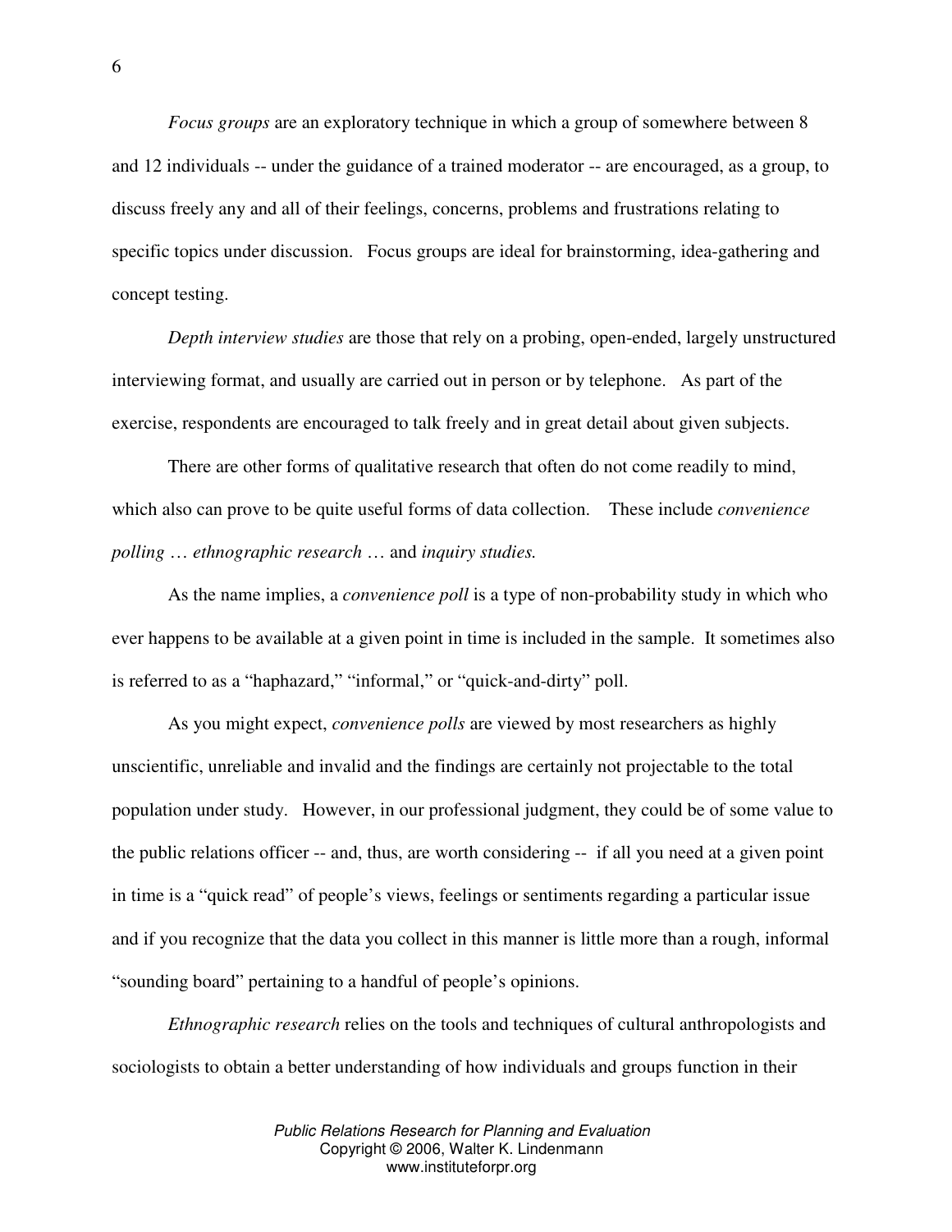*Focus groups* are an exploratory technique in which a group of somewhere between 8 and 12 individuals -- under the guidance of a trained moderator -- are encouraged, as a group, to discuss freely any and all of their feelings, concerns, problems and frustrations relating to specific topics under discussion. Focus groups are ideal for brainstorming, idea-gathering and concept testing.

*Depth interview studies* are those that rely on a probing, open-ended, largely unstructured interviewing format, and usually are carried out in person or by telephone. As part of the exercise, respondents are encouraged to talk freely and in great detail about given subjects.

There are other forms of qualitative research that often do not come readily to mind, which also can prove to be quite useful forms of data collection. These include *convenience polling* … *ethnographic research* … and *inquiry studies.*

As the name implies, a *convenience poll* is a type of non-probability study in which who ever happens to be available at a given point in time is included in the sample. It sometimes also is referred to as a "haphazard," "informal," or "quick-and-dirty" poll.

As you might expect, *convenience polls* are viewed by most researchers as highly unscientific, unreliable and invalid and the findings are certainly not projectable to the total population under study. However, in our professional judgment, they could be of some value to the public relations officer -- and, thus, are worth considering -- if all you need at a given point in time is a "quick read" of people's views, feelings or sentiments regarding a particular issue and if you recognize that the data you collect in this manner is little more than a rough, informal "sounding board" pertaining to a handful of people's opinions.

*Ethnographic research* relies on the tools and techniques of cultural anthropologists and sociologists to obtain a better understanding of how individuals and groups function in their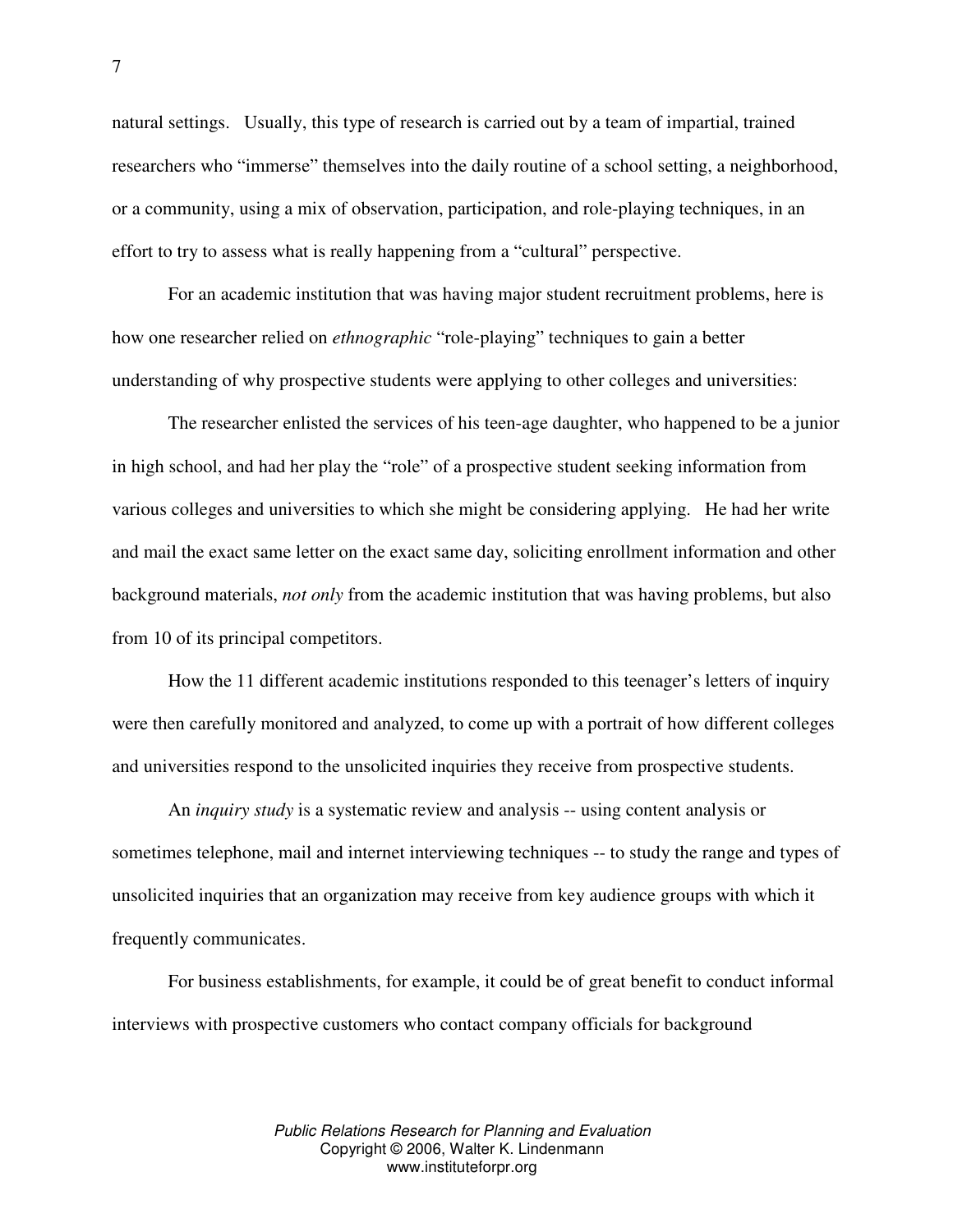natural settings. Usually, this type of research is carried out by a team of impartial, trained researchers who "immerse" themselves into the daily routine of a school setting, a neighborhood, or a community, using a mix of observation, participation, and role-playing techniques, in an effort to try to assess what is really happening from a "cultural" perspective.

For an academic institution that was having major student recruitment problems, here is how one researcher relied on *ethnographic* "role-playing" techniques to gain a better understanding of why prospective students were applying to other colleges and universities:

The researcher enlisted the services of his teen-age daughter, who happened to be a junior in high school, and had her play the "role" of a prospective student seeking information from various colleges and universities to which she might be considering applying. He had her write and mail the exact same letter on the exact same day, soliciting enrollment information and other background materials, *not only* from the academic institution that was having problems, but also from 10 of its principal competitors.

How the 11 different academic institutions responded to this teenager's letters of inquiry were then carefully monitored and analyzed, to come up with a portrait of how different colleges and universities respond to the unsolicited inquiries they receive from prospective students.

An *inquiry study* is a systematic review and analysis -- using content analysis or sometimes telephone, mail and internet interviewing techniques -- to study the range and types of unsolicited inquiries that an organization may receive from key audience groups with which it frequently communicates.

For business establishments, for example, it could be of great benefit to conduct informal interviews with prospective customers who contact company officials for background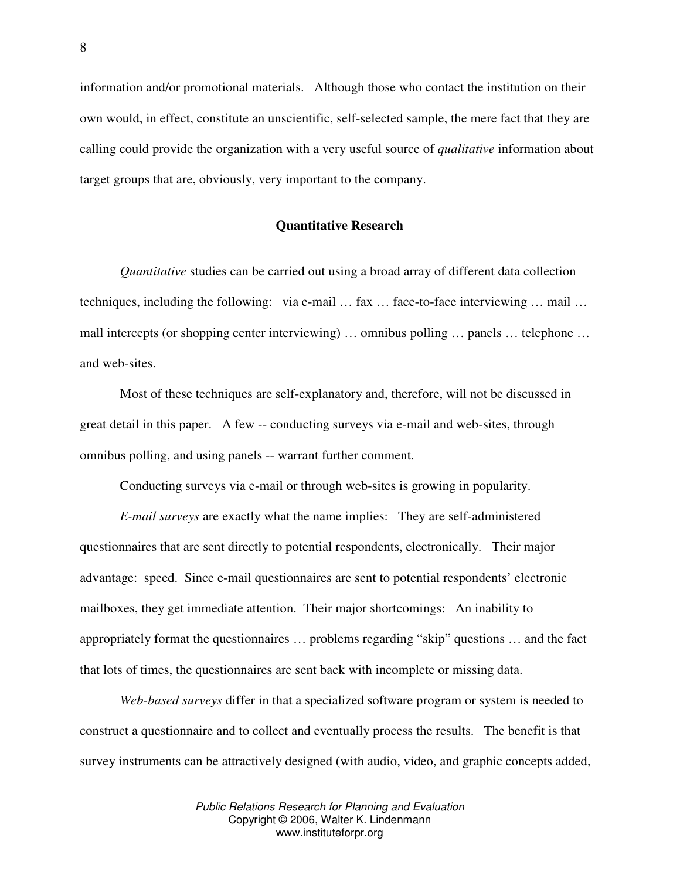information and/or promotional materials. Although those who contact the institution on their own would, in effect, constitute an unscientific, self-selected sample, the mere fact that they are calling could provide the organization with a very useful source of *qualitative* information about target groups that are, obviously, very important to the company.

## Quantitative Research

*Quantitative* studies can be carried out using a broad array of different data collection techniques, including the following: via e-mail … fax … face-to-face interviewing … mail … mall intercepts (or shopping center interviewing) … omnibus polling … panels … telephone … and web-sites.

Most of these techniques are self-explanatory and, therefore, will not be discussed in great detail in this paper. A few -- conducting surveys via e-mail and web-sites, through omnibus polling, and using panels -- warrant further comment.

Conducting surveys via e-mail or through web-sites is growing in popularity.

*E-mail surveys* are exactly what the name implies: They are self-administered questionnaires that are sent directly to potential respondents, electronically. Their major advantage: speed. Since e-mail questionnaires are sent to potential respondents' electronic mailboxes, they get immediate attention. Their major shortcomings: An inability to appropriately format the questionnaires … problems regarding "skip" questions … and the fact that lots of times, the questionnaires are sent back with incomplete or missing data.

*Web-based surveys* differ in that a specialized software program or system is needed to construct a questionnaire and to collect and eventually process the results. The benefit is that survey instruments can be attractively designed (with audio, video, and graphic concepts added,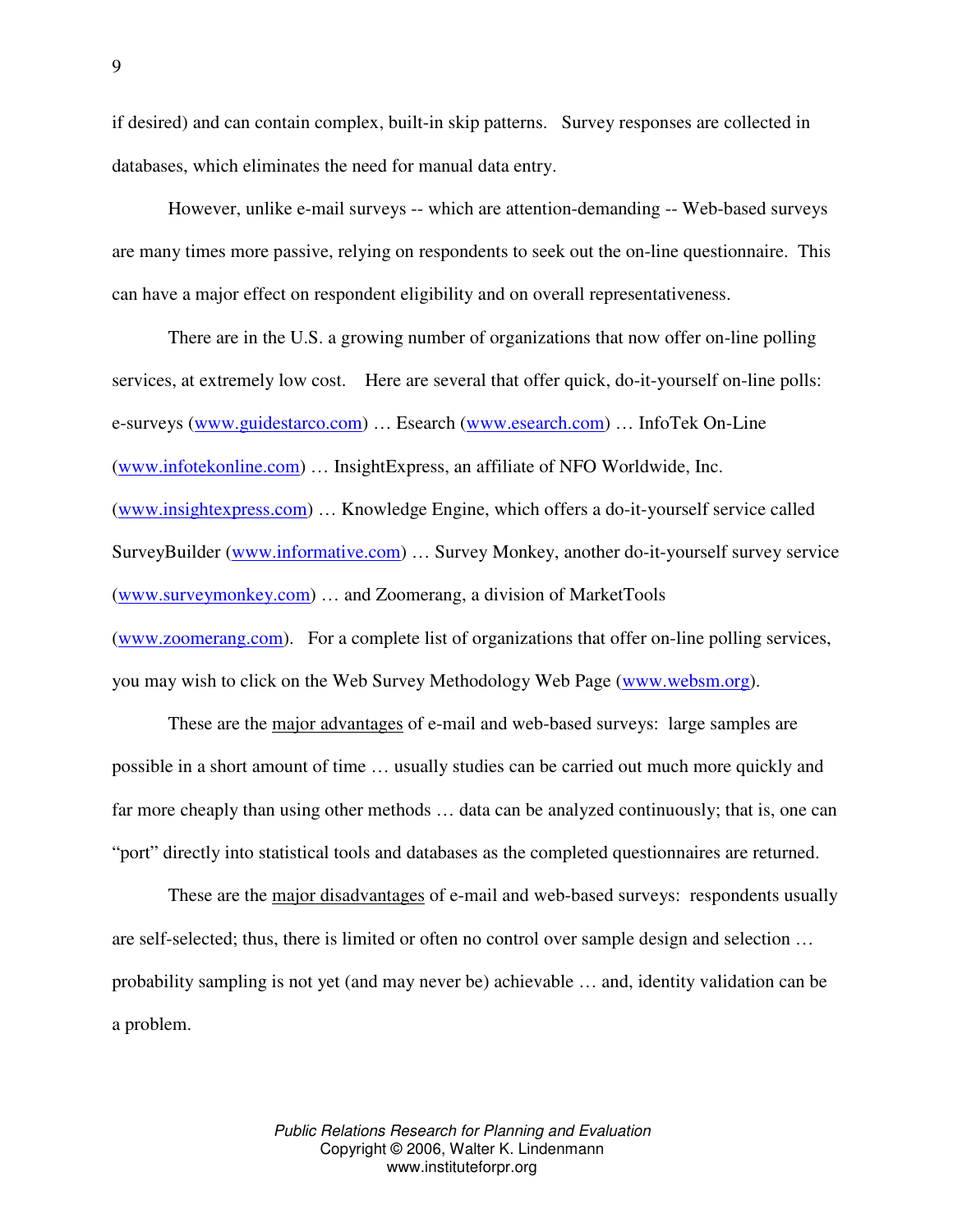if desired) and can contain complex, built-in skip patterns. Survey responses are collected in databases, which eliminates the need for manual data entry.

However, unlike e-mail surveys -- which are attention-demanding -- Web-based surveys are many times more passive, relying on respondents to seek out the on-line questionnaire. This can have a major effect on respondent eligibility and on overall representativeness.

There are in the U.S. a growing number of organizations that now offer on-line polling services, at extremely low cost. Here are several that offer quick, do-it-yourself on-line polls: e-surveys (www.guidestarco.com) … Esearch (www.esearch.com) … InfoTek On-Line (www.infotekonline.com) … InsightExpress, an affiliate of NFO Worldwide, Inc. (www.insightexpress.com) … Knowledge Engine, which offers a do-it-yourself service called SurveyBuilder (www.informative.com) … Survey Monkey, another do-it-yourself survey service (www.surveymonkey.com) … and Zoomerang, a division of MarketTools (www.zoomerang.com). For a complete list of organizations that offer on-line polling services, you may wish to click on the Web Survey Methodology Web Page (www.websm.org).

These are the <u>major advantages</u> of e-mail and web-based surveys: large samples are possible in a short amount of time … usually studies can be carried out much more quickly and far more cheaply than using other methods … data can be analyzed continuously; that is, one can "port" directly into statistical tools and databases as the completed questionnaires are returned.

These are the <u>major disadvantages</u> of e-mail and web-based surveys: respondents usually are self-selected; thus, there is limited or often no control over sample design and selection … probability sampling is not yet (and may never be) achievable … and, identity validation can be a problem.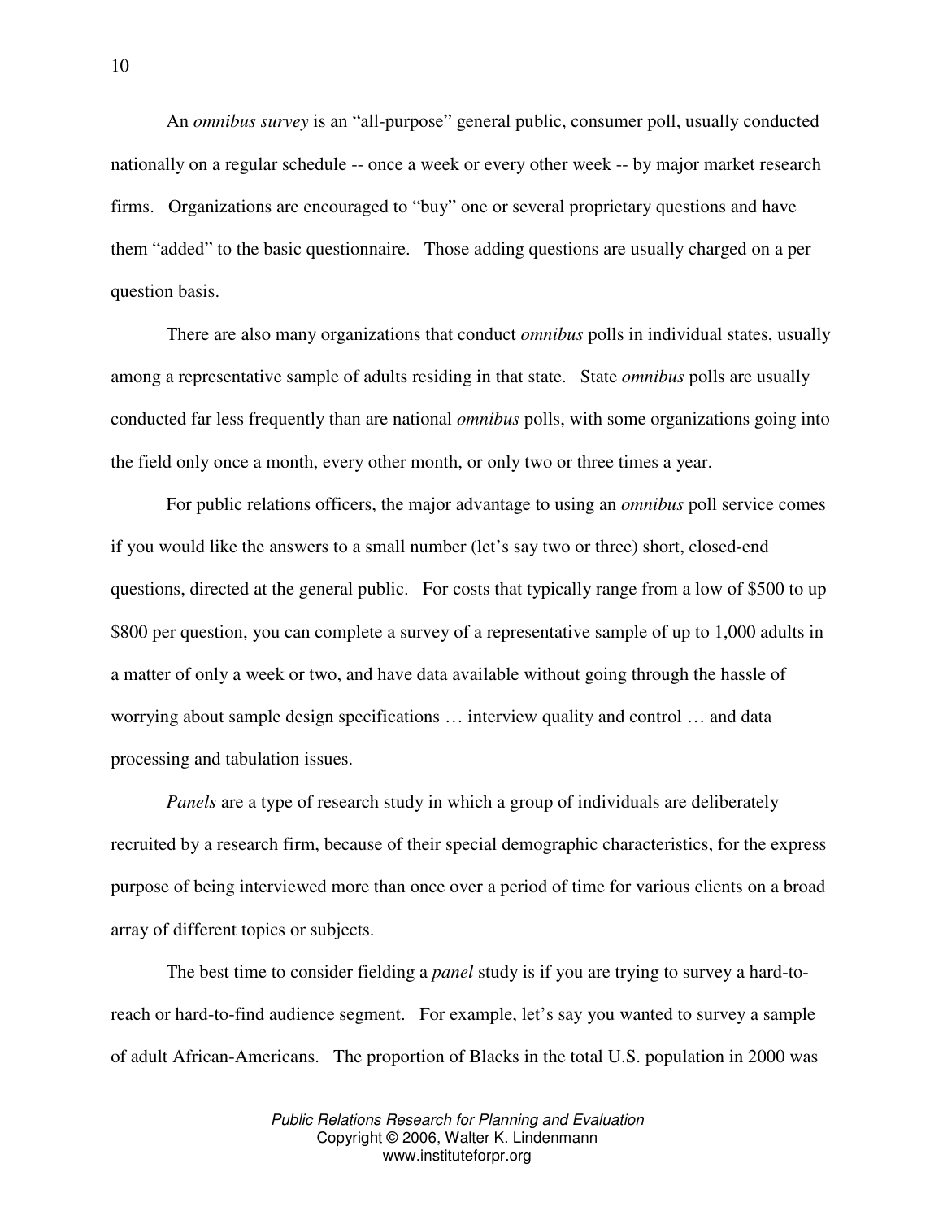An *omnibus survey* is an "all-purpose" general public, consumer poll, usually conducted nationally on a regular schedule -- once a week or every other week -- by major market research firms. Organizations are encouraged to "buy" one or several proprietary questions and have them "added" to the basic questionnaire. Those adding questions are usually charged on a per question basis.

There are also many organizations that conduct *omnibus* polls in individual states, usually among a representative sample of adults residing in that state. State *omnibus* polls are usually conducted far less frequently than are national *omnibus* polls, with some organizations going into the field only once a month, every other month, or only two or three times a year.

For public relations officers, the major advantage to using an *omnibus* poll service comes if you would like the answers to a small number (let's say two or three) short, closed-end questions, directed at the general public. For costs that typically range from a low of $500 to up $800 per question, you can complete a survey of a representative sample of up to 1,000 adults in a matter of only a week or two, and have data available without going through the hassle of worrying about sample design specifications … interview quality and control … and data processing and tabulation issues.

*Panels* are a type of research study in which a group of individuals are deliberately recruited by a research firm, because of their special demographic characteristics, for the express purpose of being interviewed more than once over a period of time for various clients on a broad array of different topics or subjects.

The best time to consider fielding a *panel* study is if you are trying to survey a hard-to-reach or hard-to-find audience segment. For example, let's say you wanted to survey a sample of adult African-Americans. The proportion of Blacks in the total U.S. population in 2000 was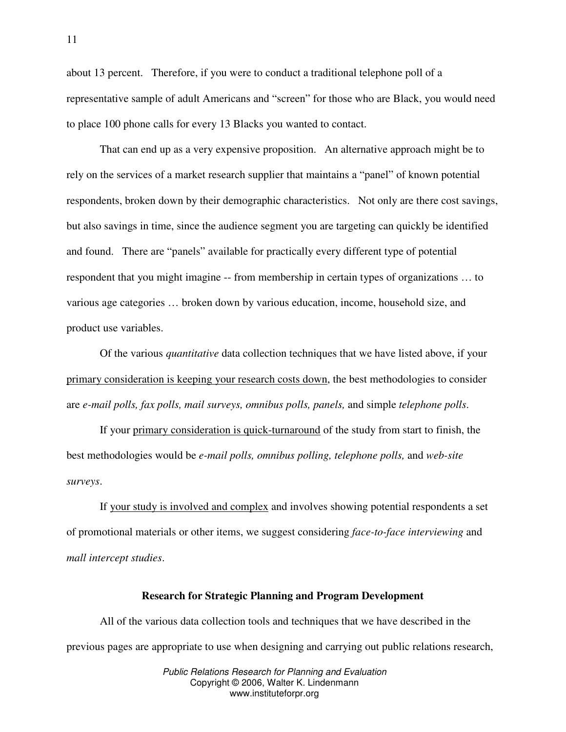about 13 percent. Therefore, if you were to conduct a traditional telephone poll of a representative sample of adult Americans and "screen" for those who are Black, you would need to place 100 phone calls for every 13 Blacks you wanted to contact.

That can end up as a very expensive proposition. An alternative approach might be to rely on the services of a market research supplier that maintains a "panel" of known potential respondents, broken down by their demographic characteristics. Not only are there cost savings, but also savings in time, since the audience segment you are targeting can quickly be identified and found. There are "panels" available for practically every different type of potential respondent that you might imagine -- from membership in certain types of organizations … to various age categories … broken down by various education, income, household size, and product use variables.

Of the various *quantitative* data collection techniques that we have listed above, if your <u>primary consideration is keeping your research costs down</u>, the best methodologies to consider are *e-mail polls, fax polls, mail surveys, omnibus polls, panels,* and simple *telephone polls*.

If your <u>primary consideration is quick-turnaround</u> of the study from start to finish, the best methodologies would be *e-mail polls, omnibus polling, telephone polls,* and *web-site surveys*.

If <u>your study is involved and complex</u> and involves showing potential respondents a set of promotional materials or other items, we suggest considering *face-to-face interviewing* and *mall intercept studies*.

## Research for Strategic Planning and Program Development

All of the various data collection tools and techniques that we have described in the previous pages are appropriate to use when designing and carrying out public relations research,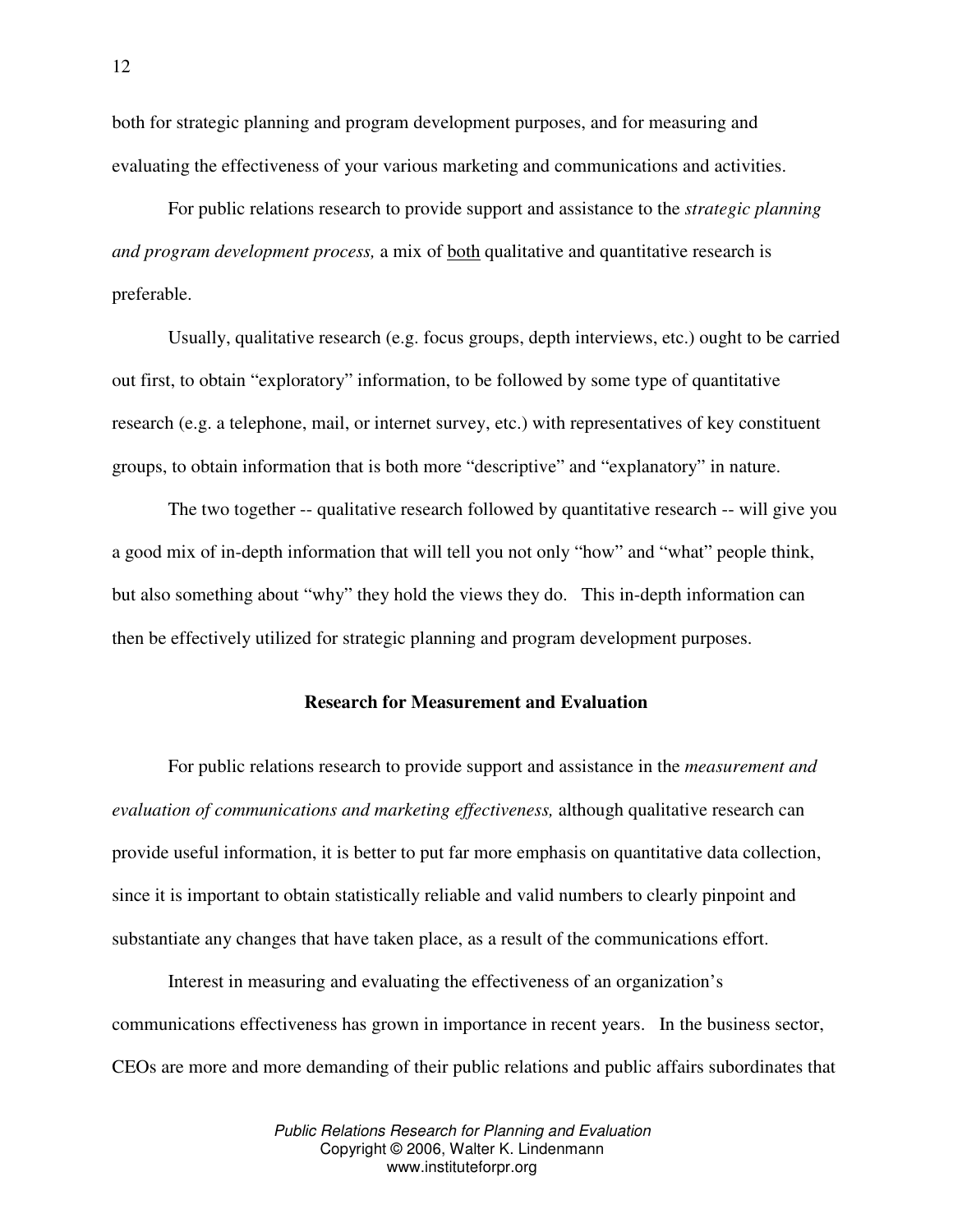both for strategic planning and program development purposes, and for measuring and evaluating the effectiveness of your various marketing and communications and activities.

For public relations research to provide support and assistance to the *strategic planning and program development process,* a mix of <u>both</u> qualitative and quantitative research is preferable.

Usually, qualitative research (e.g. focus groups, depth interviews, etc.) ought to be carried out first, to obtain "exploratory" information, to be followed by some type of quantitative research (e.g. a telephone, mail, or internet survey, etc.) with representatives of key constituent groups, to obtain information that is both more "descriptive" and "explanatory" in nature.

The two together -- qualitative research followed by quantitative research -- will give you a good mix of in-depth information that will tell you not only "how" and "what" people think, but also something about "why" they hold the views they do. This in-depth information can then be effectively utilized for strategic planning and program development purposes.

## Research for Measurement and Evaluation

For public relations research to provide support and assistance in the *measurement and evaluation of communications and marketing effectiveness,* although qualitative research can provide useful information, it is better to put far more emphasis on quantitative data collection, since it is important to obtain statistically reliable and valid numbers to clearly pinpoint and substantiate any changes that have taken place, as a result of the communications effort.

Interest in measuring and evaluating the effectiveness of an organization's communications effectiveness has grown in importance in recent years. In the business sector, CEOs are more and more demanding of their public relations and public affairs subordinates that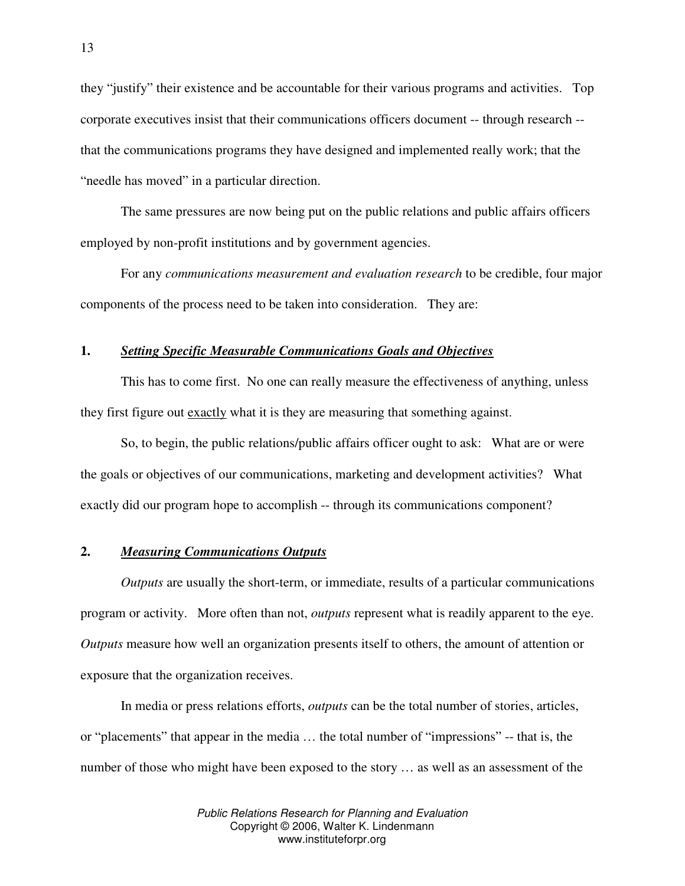they "justify" their existence and be accountable for their various programs and activities. Top corporate executives insist that their communications officers document -- through research -- that the communications programs they have designed and implemented really work; that the "needle has moved" in a particular direction.

The same pressures are now being put on the public relations and public affairs officers employed by non-profit institutions and by government agencies.

For any *communications measurement and evaluation research* to be credible, four major components of the process need to be taken into consideration. They are:

**1.** ***Setting Specific Measurable Communications Goals and Objectives***

This has to come first. No one can really measure the effectiveness of anything, unless they first figure out exactly what it is they are measuring that something against.

So, to begin, the public relations/public affairs officer ought to ask: What are or were the goals or objectives of our communications, marketing and development activities? What exactly did our program hope to accomplish -- through its communications component?

**2.** ***Measuring Communications Outputs***

*Outputs* are usually the short-term, or immediate, results of a particular communications program or activity. More often than not, *outputs* represent what is readily apparent to the eye. *Outputs* measure how well an organization presents itself to others, the amount of attention or exposure that the organization receives.

In media or press relations efforts, *outputs* can be the total number of stories, articles, or "placements" that appear in the media … the total number of "impressions" -- that is, the number of those who might have been exposed to the story … as well as an assessment of the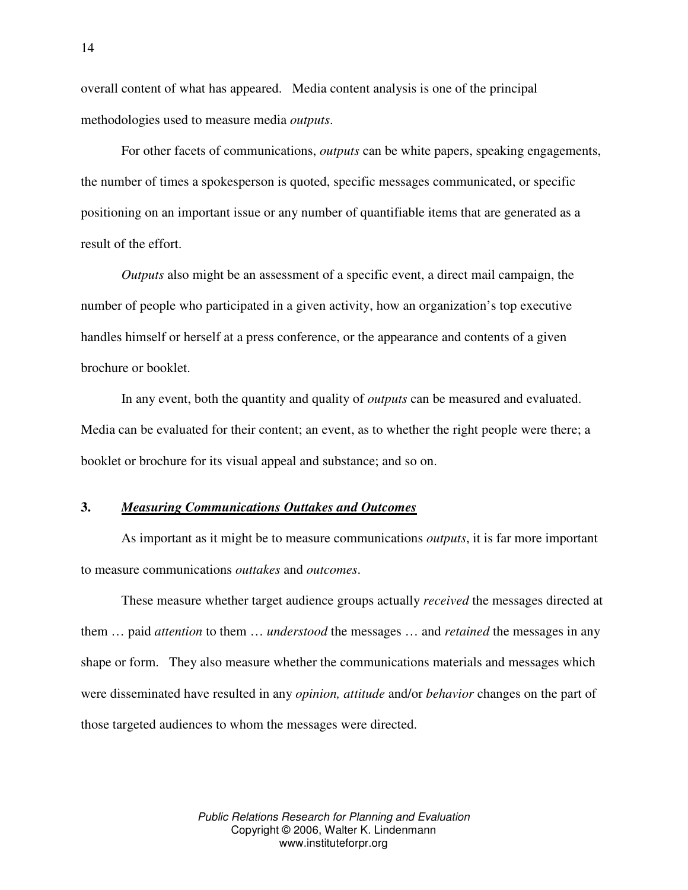overall content of what has appeared. Media content analysis is one of the principal methodologies used to measure media *outputs*.

For other facets of communications, *outputs* can be white papers, speaking engagements, the number of times a spokesperson is quoted, specific messages communicated, or specific positioning on an important issue or any number of quantifiable items that are generated as a result of the effort.

*Outputs* also might be an assessment of a specific event, a direct mail campaign, the number of people who participated in a given activity, how an organization's top executive handles himself or herself at a press conference, or the appearance and contents of a given brochure or booklet.

In any event, both the quantity and quality of *outputs* can be measured and evaluated. Media can be evaluated for their content; an event, as to whether the right people were there; a booklet or brochure for its visual appeal and substance; and so on.

### 3. ***Measuring Communications Outtakes and Outcomes***

As important as it might be to measure communications *outputs*, it is far more important to measure communications *outtakes* and *outcomes*.

These measure whether target audience groups actually *received* the messages directed at them … paid *attention* to them … *understood* the messages … and *retained* the messages in any shape or form. They also measure whether the communications materials and messages which were disseminated have resulted in any *opinion, attitude* and/or *behavior* changes on the part of those targeted audiences to whom the messages were directed.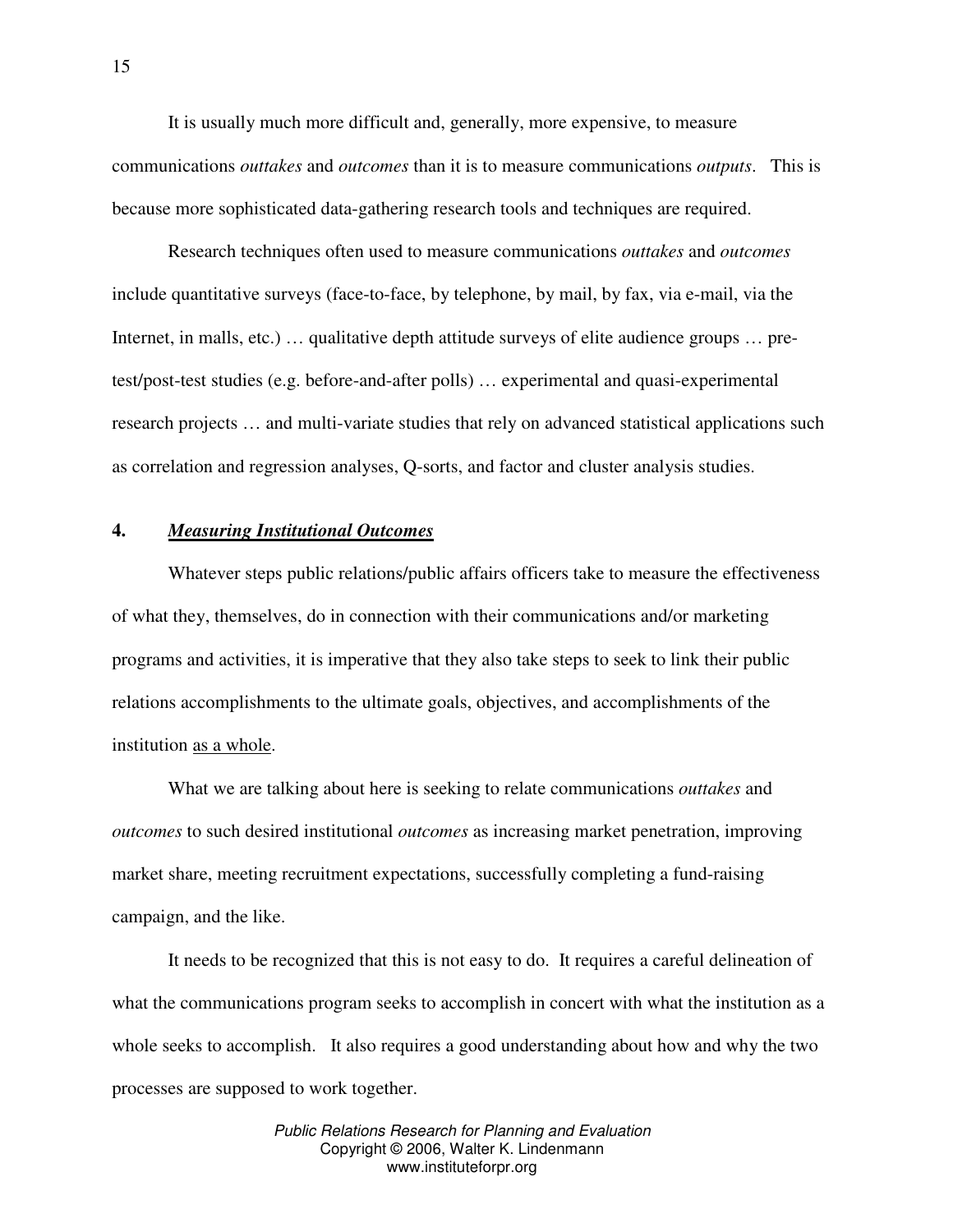It is usually much more difficult and, generally, more expensive, to measure communications *outtakes* and *outcomes* than it is to measure communications *outputs*. This is because more sophisticated data-gathering research tools and techniques are required.

Research techniques often used to measure communications *outtakes* and *outcomes* include quantitative surveys (face-to-face, by telephone, by mail, by fax, via e-mail, via the Internet, in malls, etc.) … qualitative depth attitude surveys of elite audience groups … pre-test/post-test studies (e.g. before-and-after polls) … experimental and quasi-experimental research projects … and multi-variate studies that rely on advanced statistical applications such as correlation and regression analyses, Q-sorts, and factor and cluster analysis studies.

## 4. ***Measuring Institutional Outcomes***

Whatever steps public relations/public affairs officers take to measure the effectiveness of what they, themselves, do in connection with their communications and/or marketing programs and activities, it is imperative that they also take steps to seek to link their public relations accomplishments to the ultimate goals, objectives, and accomplishments of the institution as a whole.

What we are talking about here is seeking to relate communications *outtakes* and *outcomes* to such desired institutional *outcomes* as increasing market penetration, improving market share, meeting recruitment expectations, successfully completing a fund-raising campaign, and the like.

It needs to be recognized that this is not easy to do. It requires a careful delineation of what the communications program seeks to accomplish in concert with what the institution as a whole seeks to accomplish. It also requires a good understanding about how and why the two processes are supposed to work together.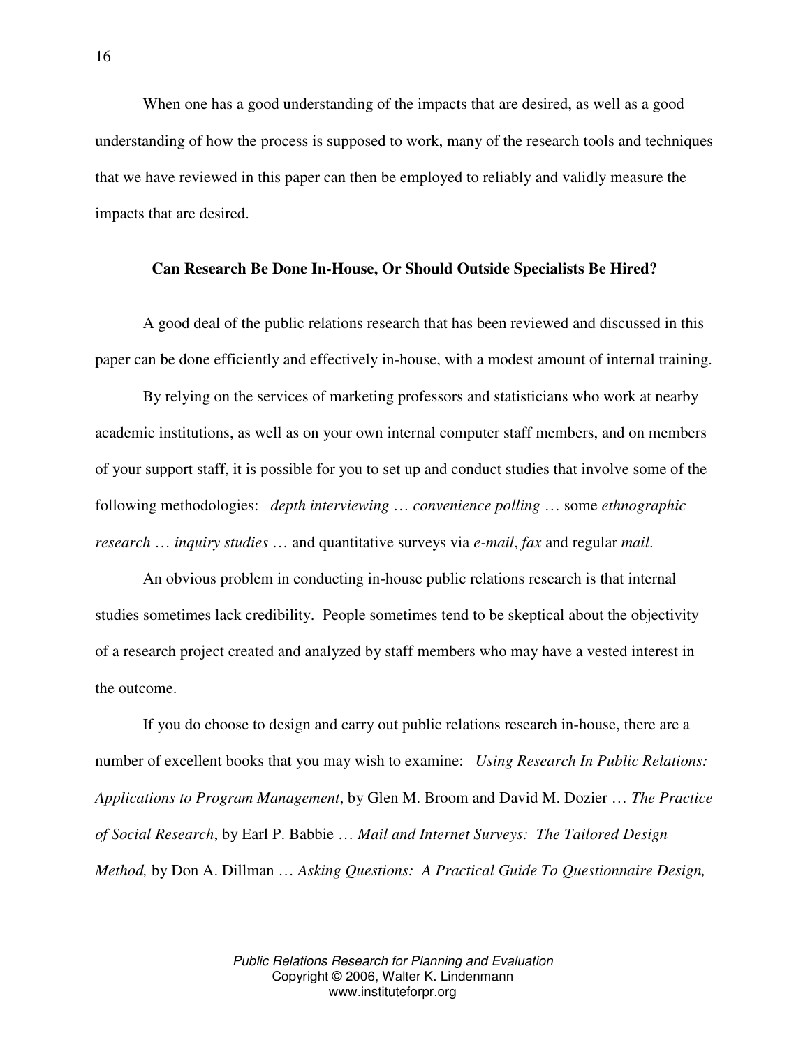When one has a good understanding of the impacts that are desired, as well as a good understanding of how the process is supposed to work, many of the research tools and techniques that we have reviewed in this paper can then be employed to reliably and validly measure the impacts that are desired.

### Can Research Be Done In-House, Or Should Outside Specialists Be Hired?

A good deal of the public relations research that has been reviewed and discussed in this paper can be done efficiently and effectively in-house, with a modest amount of internal training.

By relying on the services of marketing professors and statisticians who work at nearby academic institutions, as well as on your own internal computer staff members, and on members of your support staff, it is possible for you to set up and conduct studies that involve some of the following methodologies: *depth interviewing* … *convenience polling* … some *ethnographic research* … *inquiry studies* … and quantitative surveys via *e-mail*, *fax* and regular *mail*.

An obvious problem in conducting in-house public relations research is that internal studies sometimes lack credibility. People sometimes tend to be skeptical about the objectivity of a research project created and analyzed by staff members who may have a vested interest in the outcome.

If you do choose to design and carry out public relations research in-house, there are a number of excellent books that you may wish to examine: *Using Research In Public Relations: Applications to Program Management*, by Glen M. Broom and David M. Dozier … *The Practice of Social Research*, by Earl P. Babbie … *Mail and Internet Surveys: The Tailored Design Method,* by Don A. Dillman … *Asking Questions: A Practical Guide To Questionnaire Design,*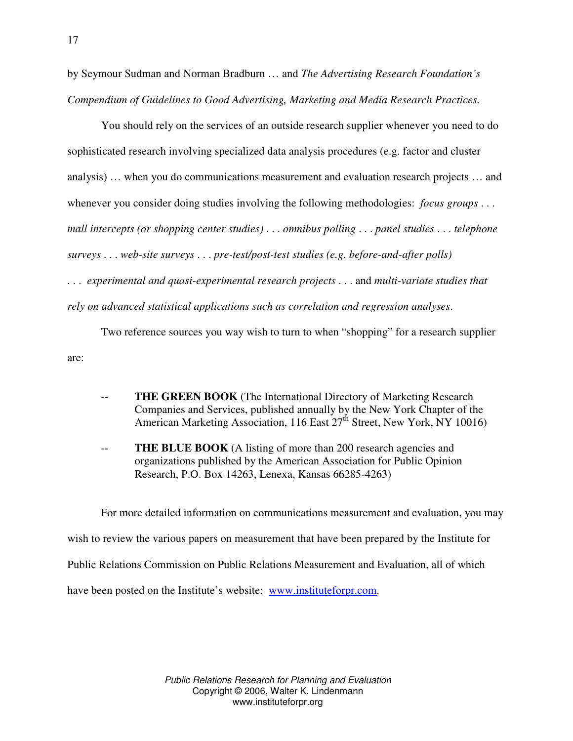by Seymour Sudman and Norman Bradburn … and *The Advertising Research Foundation's Compendium of Guidelines to Good Advertising, Marketing and Media Research Practices.*

You should rely on the services of an outside research supplier whenever you need to do sophisticated research involving specialized data analysis procedures (e.g. factor and cluster analysis) … when you do communications measurement and evaluation research projects … and whenever you consider doing studies involving the following methodologies: *focus groups* . . . *mall intercepts (or shopping center studies)* . . . *omnibus polling* . . . *panel studies* . . . *telephone surveys* . . . *web-site surveys* . . . *pre-test/post-test studies (e.g. before-and-after polls)* . . . *experimental and quasi-experimental research projects* . . . and *multi-variate studies that rely on advanced statistical applications such as correlation and regression analyses*.

Two reference sources you way wish to turn to when "shopping" for a research supplier are:

- **THE GREEN BOOK** (The International Directory of Marketing Research Companies and Services, published annually by the New York Chapter of the American Marketing Association, 116 East 27th Street, New York, NY 10016)
- **THE BLUE BOOK** (A listing of more than 200 research agencies and organizations published by the American Association for Public Opinion Research, P.O. Box 14263, Lenexa, Kansas 66285-4263)

For more detailed information on communications measurement and evaluation, you may wish to review the various papers on measurement that have been prepared by the Institute for Public Relations Commission on Public Relations Measurement and Evaluation, all of which have been posted on the Institute's website: www.instituteforpr.com.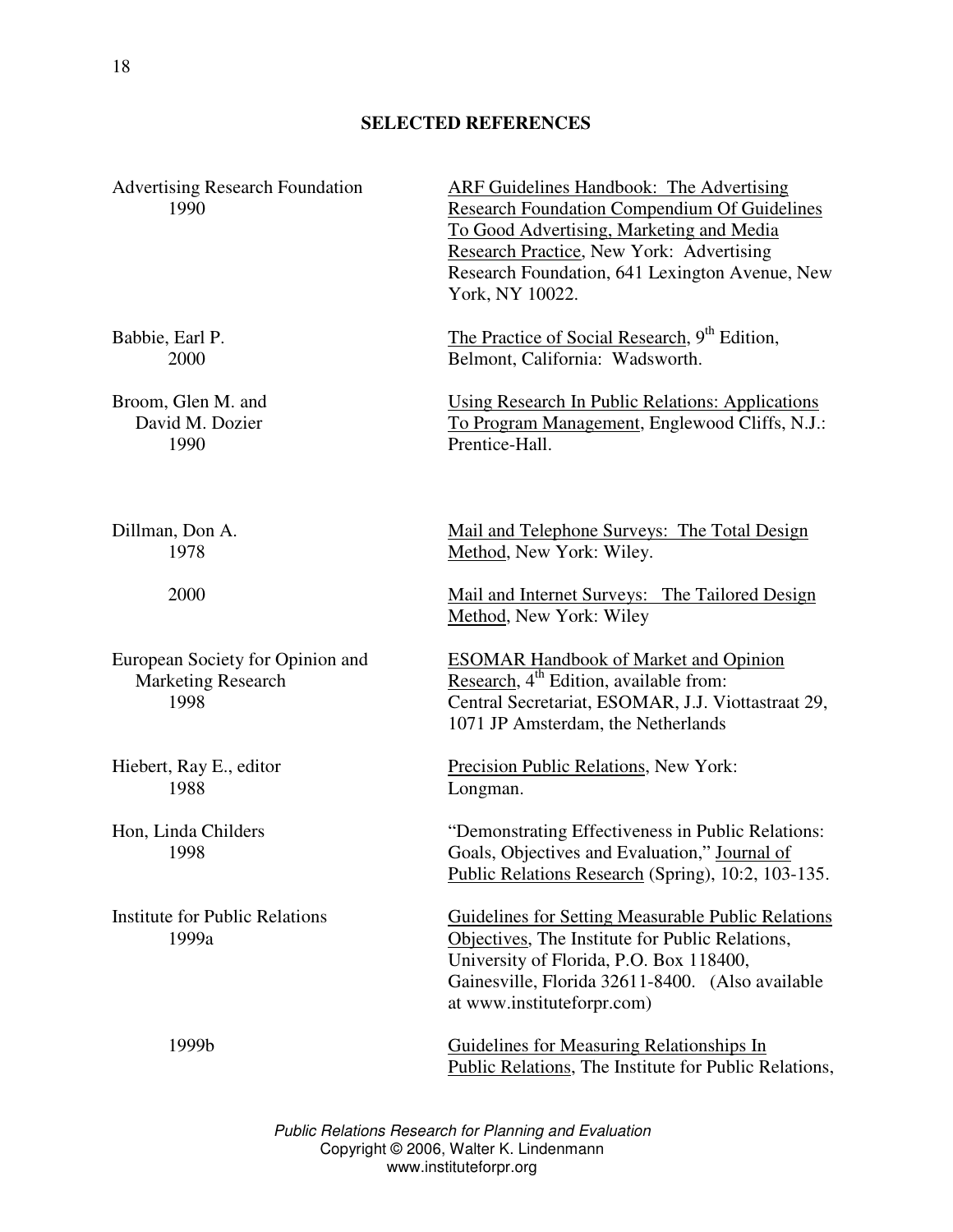## SELECTED REFERENCES

Advertising Research Foundation
1990

ARF Guidelines Handbook: The Advertising Research Foundation Compendium Of Guidelines To Good Advertising, Marketing and Media Research Practice, New York: Advertising Research Foundation, 641 Lexington Avenue, New York, NY 10022.

Babbie, Earl P.
2000

The Practice of Social Research, 9th Edition, Belmont, California: Wadsworth.

Broom, Glen M. and David M. Dozier
1990

Using Research In Public Relations: Applications To Program Management, Englewood Cliffs, N.J.: Prentice-Hall.

Dillman, Don A.
1978

Mail and Telephone Surveys: The Total Design Method, New York: Wiley.

2000

Mail and Internet Surveys: The Tailored Design Method, New York: Wiley

European Society for Opinion and Marketing Research
1998

ESOMAR Handbook of Market and Opinion Research, 4th Edition, available from: Central Secretariat, ESOMAR, J.J. Viottastraat 29, 1071 JP Amsterdam, the Netherlands

Hiebert, Ray E., editor
1988

Precision Public Relations, New York: Longman.

Hon, Linda Childers
1998

"Demonstrating Effectiveness in Public Relations: Goals, Objectives and Evaluation," Journal of Public Relations Research (Spring), 10:2, 103-135.

Institute for Public Relations
1999a

Guidelines for Setting Measurable Public Relations Objectives, The Institute for Public Relations, University of Florida, P.O. Box 118400, Gainesville, Florida 32611-8400. (Also available at www.instituteforpr.com)

1999b

Guidelines for Measuring Relationships In Public Relations, The Institute for Public Relations,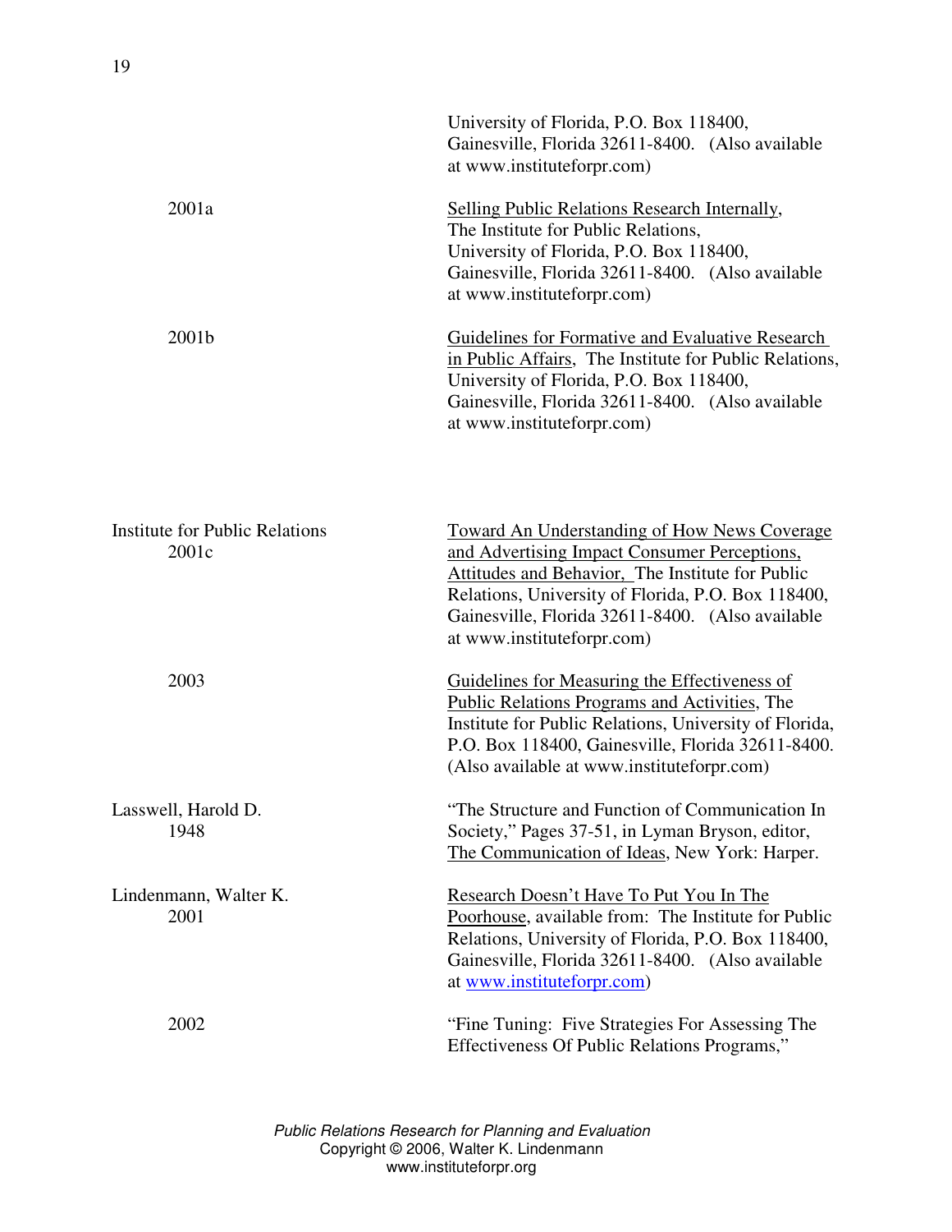| | |
|---|---|
| | University of Florida, P.O. Box 118400, Gainesville, Florida 32611-8400. (Also available at www.instituteforpr.com) |
| 2001a | Selling Public Relations Research Internally, The Institute for Public Relations, University of Florida, P.O. Box 118400, Gainesville, Florida 32611-8400. (Also available at www.instituteforpr.com) |
| 2001b | Guidelines for Formative and Evaluative Research in Public Affairs, The Institute for Public Relations, University of Florida, P.O. Box 118400, Gainesville, Florida 32611-8400. (Also available at www.instituteforpr.com) |
| Institute for Public Relations 2001c | Toward An Understanding of How News Coverage and Advertising Impact Consumer Perceptions, Attitudes and Behavior, The Institute for Public Relations, University of Florida, P.O. Box 118400, Gainesville, Florida 32611-8400. (Also available at www.instituteforpr.com) |
| 2003 | Guidelines for Measuring the Effectiveness of Public Relations Programs and Activities, The Institute for Public Relations, University of Florida, P.O. Box 118400, Gainesville, Florida 32611-8400. (Also available at www.instituteforpr.com) |
| Lasswell, Harold D. 1948 | "The Structure and Function of Communication In Society," Pages 37-51, in Lyman Bryson, editor, The Communication of Ideas, New York: Harper. |
| Lindenmann, Walter K. 2001 | Research Doesn't Have To Put You In The Poorhouse, available from: The Institute for Public Relations, University of Florida, P.O. Box 118400, Gainesville, Florida 32611-8400. (Also available at www.instituteforpr.com) |
| 2002 | "Fine Tuning: Five Strategies For Assessing The Effectiveness Of Public Relations Programs," |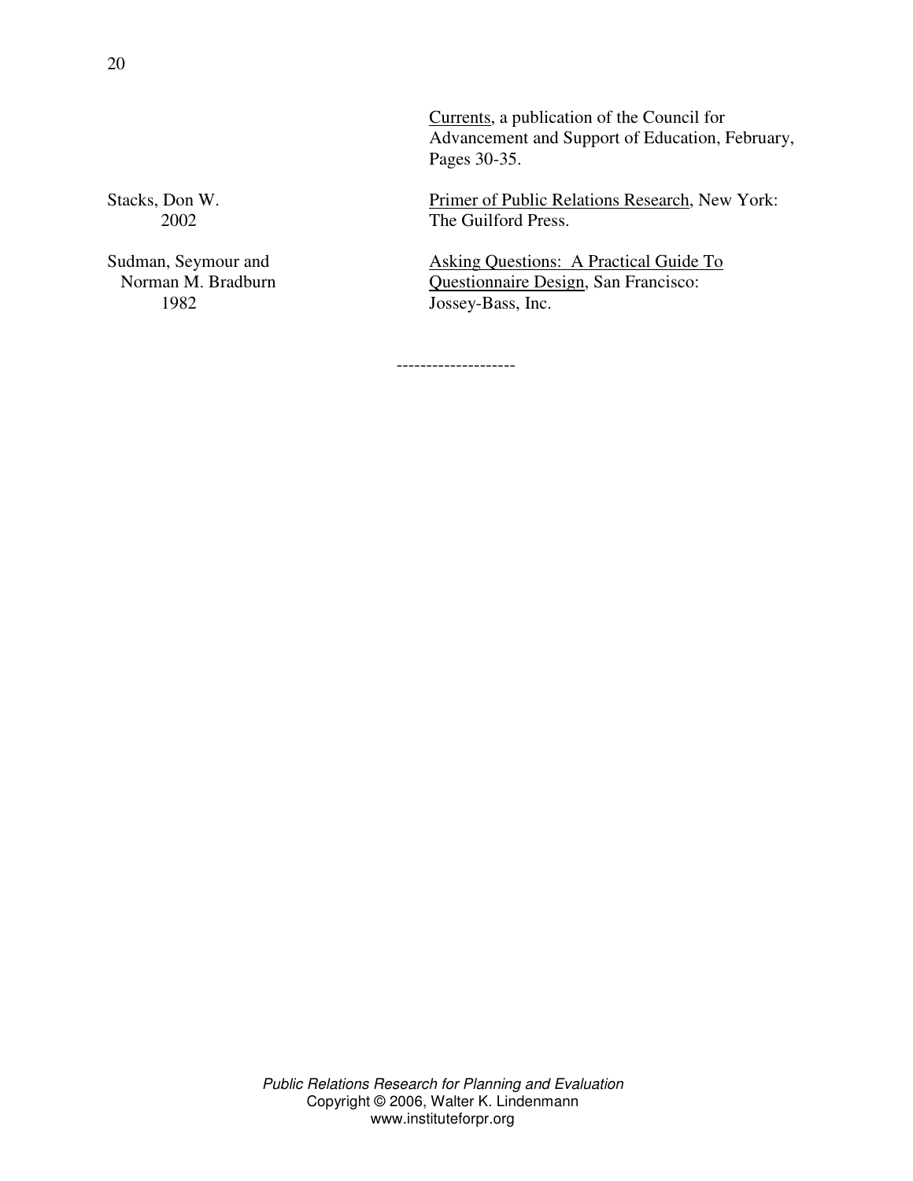Currents, a publication of the Council for Advancement and Support of Education, February, Pages 30-35.

Stacks, Don W.
2002

Primer of Public Relations Research, New York: The Guilford Press.

Sudman, Seymour and Norman M. Bradburn
1982

Asking Questions: A Practical Guide To Questionnaire Design, San Francisco: Jossey-Bass, Inc.

--------------------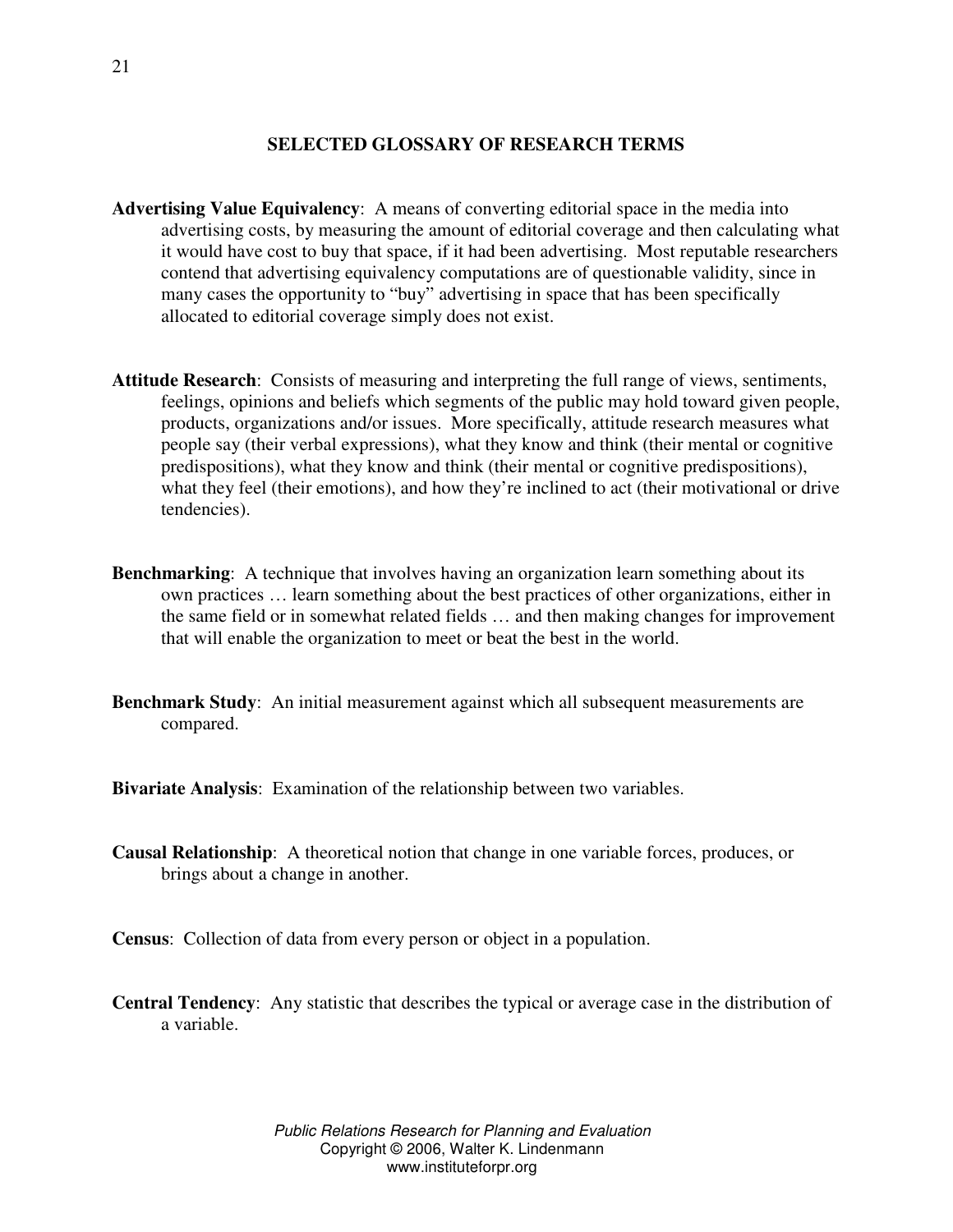## SELECTED GLOSSARY OF RESEARCH TERMS

**Advertising Value Equivalency**: A means of converting editorial space in the media into advertising costs, by measuring the amount of editorial coverage and then calculating what it would have cost to buy that space, if it had been advertising. Most reputable researchers contend that advertising equivalency computations are of questionable validity, since in many cases the opportunity to "buy" advertising in space that has been specifically allocated to editorial coverage simply does not exist.

**Attitude Research**: Consists of measuring and interpreting the full range of views, sentiments, feelings, opinions and beliefs which segments of the public may hold toward given people, products, organizations and/or issues. More specifically, attitude research measures what people say (their verbal expressions), what they know and think (their mental or cognitive predispositions), what they know and think (their mental or cognitive predispositions), what they feel (their emotions), and how they're inclined to act (their motivational or drive tendencies).

**Benchmarking**: A technique that involves having an organization learn something about its own practices … learn something about the best practices of other organizations, either in the same field or in somewhat related fields … and then making changes for improvement that will enable the organization to meet or beat the best in the world.

**Benchmark Study**: An initial measurement against which all subsequent measurements are compared.

**Bivariate Analysis**: Examination of the relationship between two variables.

**Causal Relationship**: A theoretical notion that change in one variable forces, produces, or brings about a change in another.

**Census**: Collection of data from every person or object in a population.

**Central Tendency**: Any statistic that describes the typical or average case in the distribution of a variable.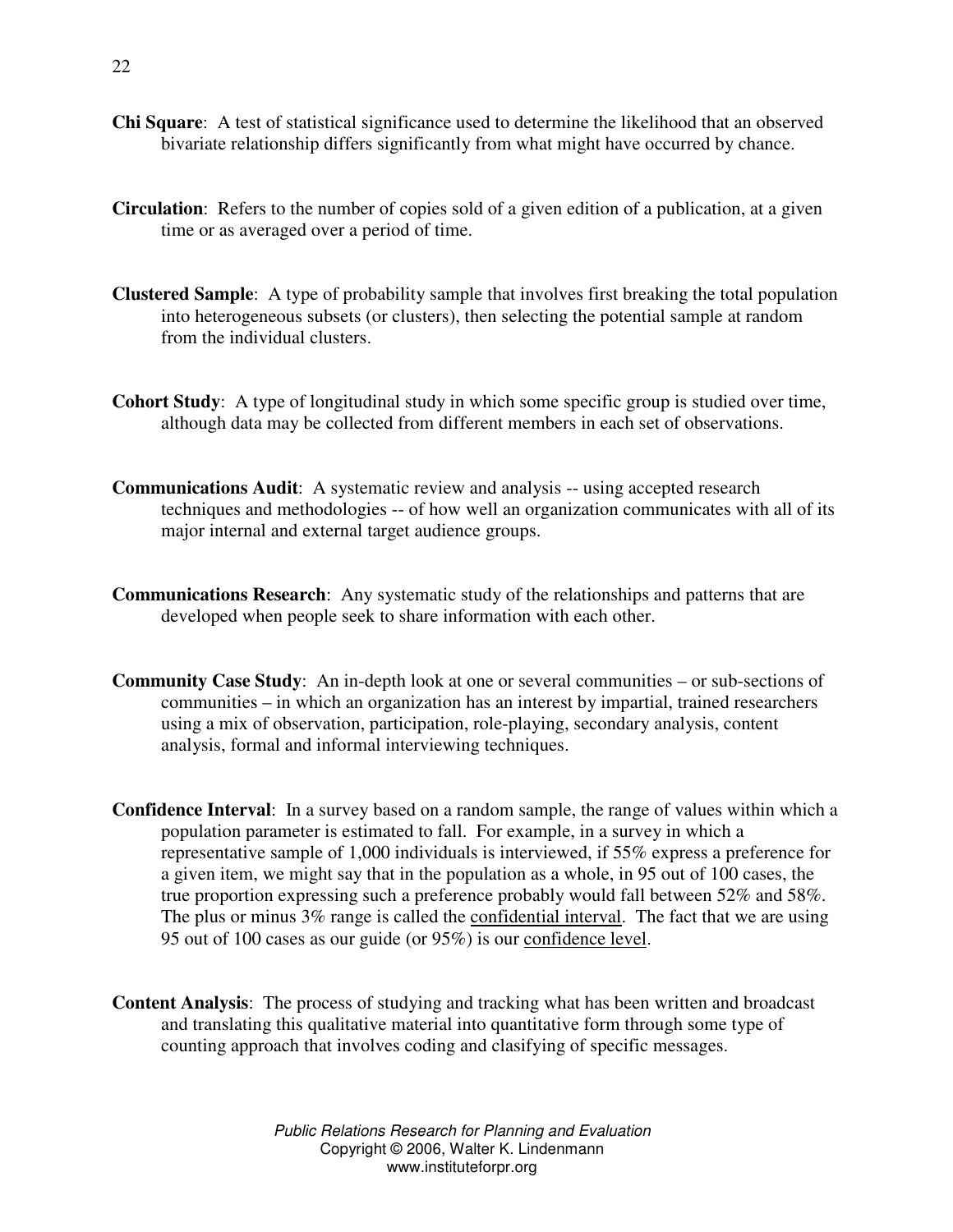**Chi Square**: A test of statistical significance used to determine the likelihood that an observed bivariate relationship differs significantly from what might have occurred by chance.

**Circulation**: Refers to the number of copies sold of a given edition of a publication, at a given time or as averaged over a period of time.

**Clustered Sample**: A type of probability sample that involves first breaking the total population into heterogeneous subsets (or clusters), then selecting the potential sample at random from the individual clusters.

**Cohort Study**: A type of longitudinal study in which some specific group is studied over time, although data may be collected from different members in each set of observations.

**Communications Audit**: A systematic review and analysis -- using accepted research techniques and methodologies -- of how well an organization communicates with all of its major internal and external target audience groups.

**Communications Research**: Any systematic study of the relationships and patterns that are developed when people seek to share information with each other.

**Community Case Study**: An in-depth look at one or several communities – or sub-sections of communities – in which an organization has an interest by impartial, trained researchers using a mix of observation, participation, role-playing, secondary analysis, content analysis, formal and informal interviewing techniques.

**Confidence Interval**: In a survey based on a random sample, the range of values within which a population parameter is estimated to fall. For example, in a survey in which a representative sample of 1,000 individuals is interviewed, if 55% express a preference for a given item, we might say that in the population as a whole, in 95 out of 100 cases, the true proportion expressing such a preference probably would fall between 52% and 58%. The plus or minus 3% range is called the <u>confidential interval</u>. The fact that we are using 95 out of 100 cases as our guide (or 95%) is our <u>confidence level</u>.

**Content Analysis**: The process of studying and tracking what has been written and broadcast and translating this qualitative material into quantitative form through some type of counting approach that involves coding and clasifying of specific messages.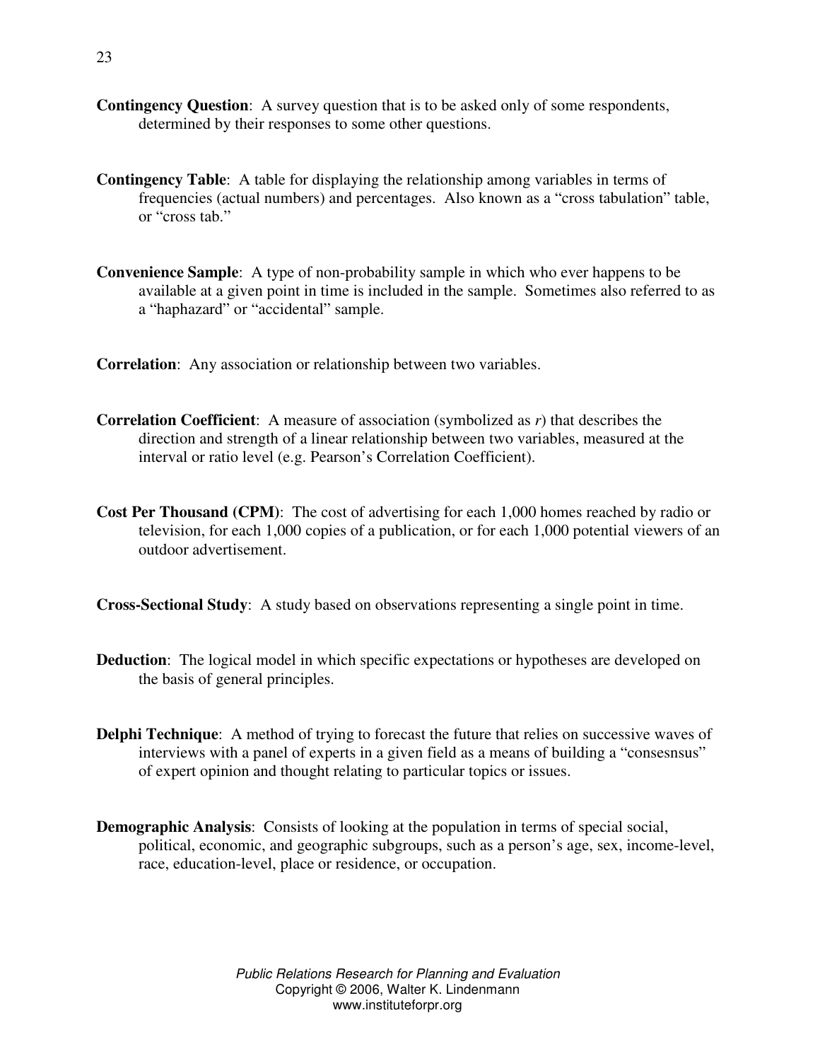**Contingency Question**: A survey question that is to be asked only of some respondents, determined by their responses to some other questions.

**Contingency Table**: A table for displaying the relationship among variables in terms of frequencies (actual numbers) and percentages. Also known as a "cross tabulation" table, or "cross tab."

**Convenience Sample**: A type of non-probability sample in which who ever happens to be available at a given point in time is included in the sample. Sometimes also referred to as a "haphazard" or "accidental" sample.

**Correlation**: Any association or relationship between two variables.

**Correlation Coefficient**: A measure of association (symbolized as *r*) that describes the direction and strength of a linear relationship between two variables, measured at the interval or ratio level (e.g. Pearson's Correlation Coefficient).

**Cost Per Thousand (CPM)**: The cost of advertising for each 1,000 homes reached by radio or television, for each 1,000 copies of a publication, or for each 1,000 potential viewers of an outdoor advertisement.

**Cross-Sectional Study**: A study based on observations representing a single point in time.

**Deduction**: The logical model in which specific expectations or hypotheses are developed on the basis of general principles.

**Delphi Technique**: A method of trying to forecast the future that relies on successive waves of interviews with a panel of experts in a given field as a means of building a "consesnsus" of expert opinion and thought relating to particular topics or issues.

**Demographic Analysis**: Consists of looking at the population in terms of special social, political, economic, and geographic subgroups, such as a person's age, sex, income-level, race, education-level, place or residence, or occupation.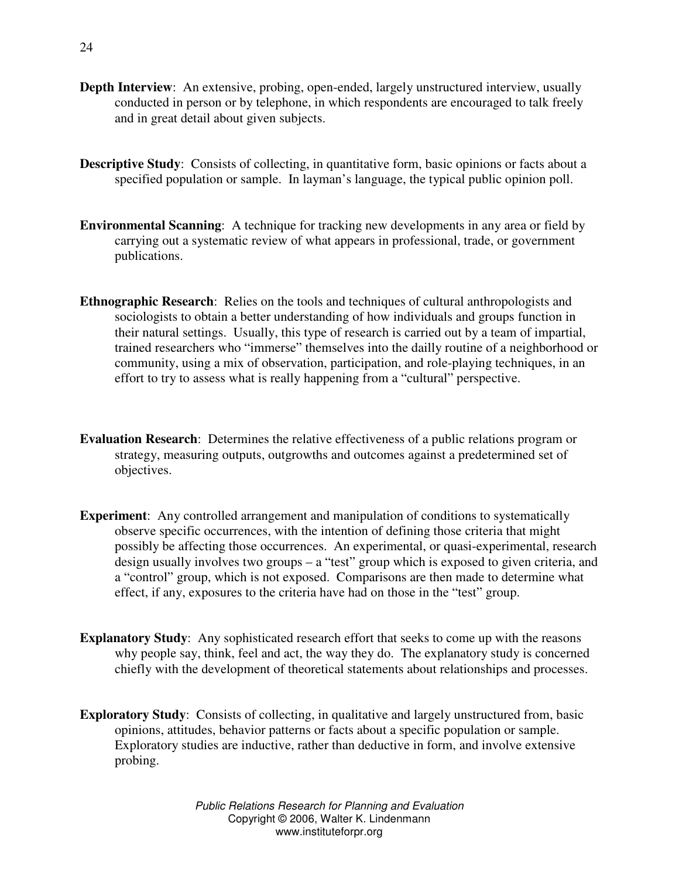**Depth Interview**: An extensive, probing, open-ended, largely unstructured interview, usually conducted in person or by telephone, in which respondents are encouraged to talk freely and in great detail about given subjects.

**Descriptive Study**: Consists of collecting, in quantitative form, basic opinions or facts about a specified population or sample. In layman's language, the typical public opinion poll.

**Environmental Scanning**: A technique for tracking new developments in any area or field by carrying out a systematic review of what appears in professional, trade, or government publications.

**Ethnographic Research**: Relies on the tools and techniques of cultural anthropologists and sociologists to obtain a better understanding of how individuals and groups function in their natural settings. Usually, this type of research is carried out by a team of impartial, trained researchers who "immerse" themselves into the dailly routine of a neighborhood or community, using a mix of observation, participation, and role-playing techniques, in an effort to try to assess what is really happening from a "cultural" perspective.

**Evaluation Research**: Determines the relative effectiveness of a public relations program or strategy, measuring outputs, outgrowths and outcomes against a predetermined set of objectives.

**Experiment**: Any controlled arrangement and manipulation of conditions to systematically observe specific occurrences, with the intention of defining those criteria that might possibly be affecting those occurrences. An experimental, or quasi-experimental, research design usually involves two groups – a "test" group which is exposed to given criteria, and a "control" group, which is not exposed. Comparisons are then made to determine what effect, if any, exposures to the criteria have had on those in the "test" group.

**Explanatory Study**: Any sophisticated research effort that seeks to come up with the reasons why people say, think, feel and act, the way they do. The explanatory study is concerned chiefly with the development of theoretical statements about relationships and processes.

**Exploratory Study**: Consists of collecting, in qualitative and largely unstructured from, basic opinions, attitudes, behavior patterns or facts about a specific population or sample. Exploratory studies are inductive, rather than deductive in form, and involve extensive probing.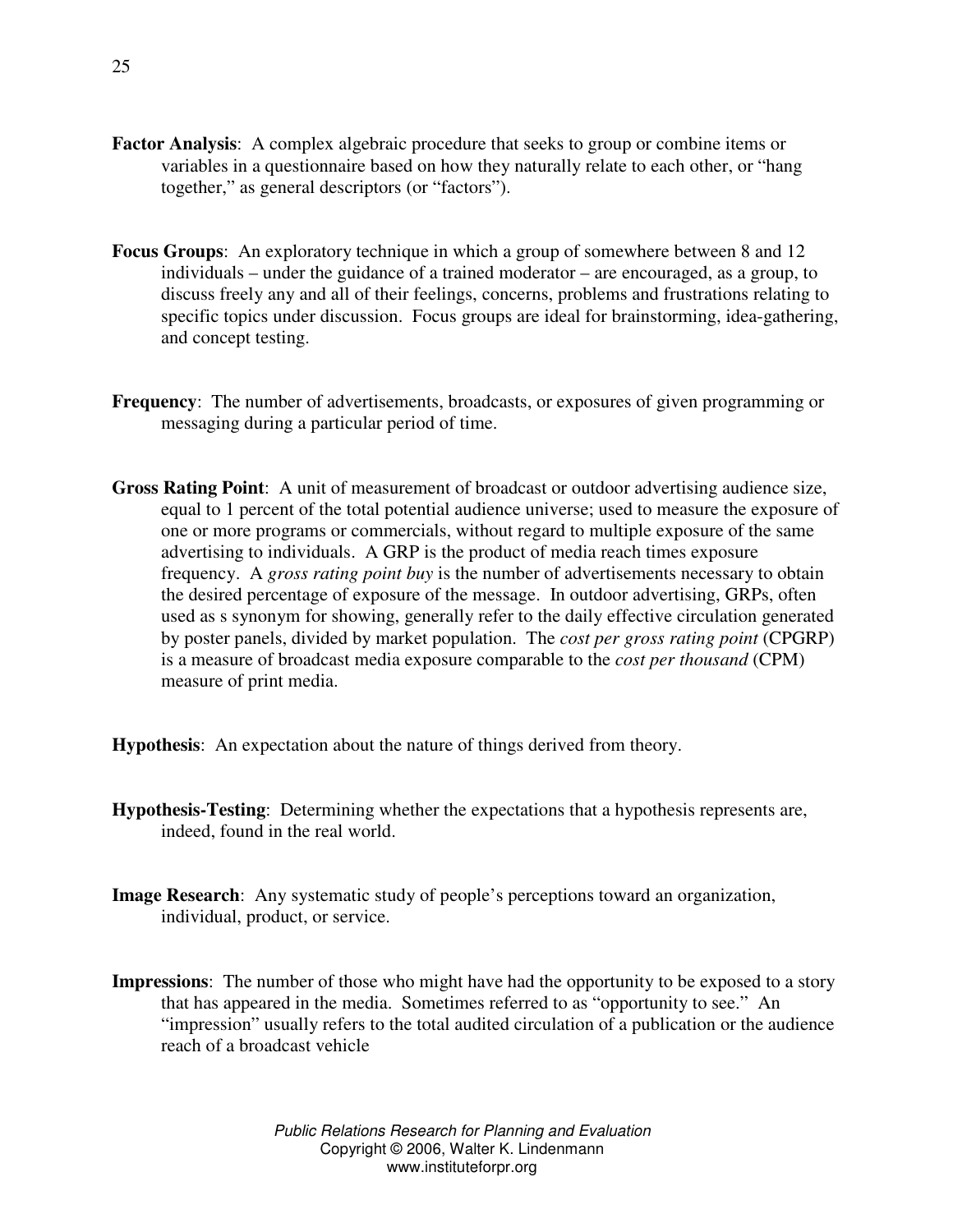**Factor Analysis**: A complex algebraic procedure that seeks to group or combine items or variables in a questionnaire based on how they naturally relate to each other, or "hang together," as general descriptors (or "factors").

**Focus Groups**: An exploratory technique in which a group of somewhere between 8 and 12 individuals – under the guidance of a trained moderator – are encouraged, as a group, to discuss freely any and all of their feelings, concerns, problems and frustrations relating to specific topics under discussion. Focus groups are ideal for brainstorming, idea-gathering, and concept testing.

**Frequency**: The number of advertisements, broadcasts, or exposures of given programming or messaging during a particular period of time.

**Gross Rating Point**: A unit of measurement of broadcast or outdoor advertising audience size, equal to 1 percent of the total potential audience universe; used to measure the exposure of one or more programs or commercials, without regard to multiple exposure of the same advertising to individuals. A GRP is the product of media reach times exposure frequency. A *gross rating point buy* is the number of advertisements necessary to obtain the desired percentage of exposure of the message. In outdoor advertising, GRPs, often used as s synonym for showing, generally refer to the daily effective circulation generated by poster panels, divided by market population. The *cost per gross rating point* (CPGRP) is a measure of broadcast media exposure comparable to the *cost per thousand* (CPM) measure of print media.

**Hypothesis**: An expectation about the nature of things derived from theory.

**Hypothesis-Testing**: Determining whether the expectations that a hypothesis represents are, indeed, found in the real world.

**Image Research**: Any systematic study of people's perceptions toward an organization, individual, product, or service.

**Impressions**: The number of those who might have had the opportunity to be exposed to a story that has appeared in the media. Sometimes referred to as "opportunity to see." An "impression" usually refers to the total audited circulation of a publication or the audience reach of a broadcast vehicle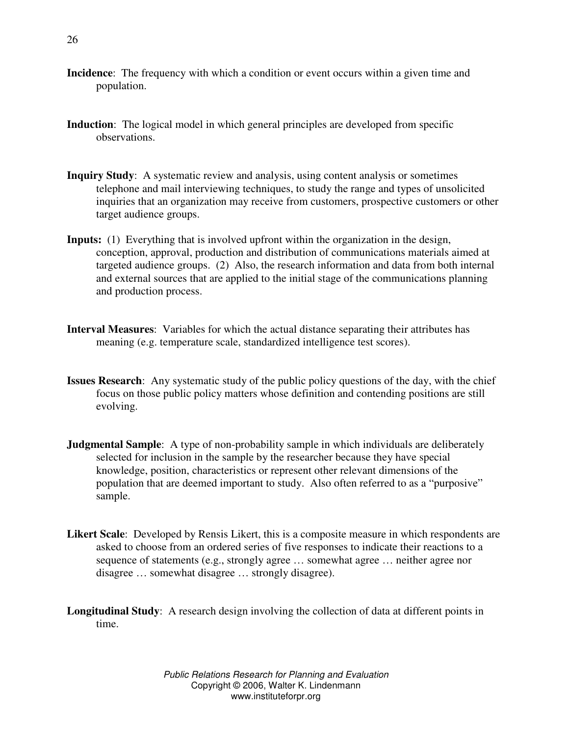**Incidence**: The frequency with which a condition or event occurs within a given time and population.

**Induction**: The logical model in which general principles are developed from specific observations.

**Inquiry Study**: A systematic review and analysis, using content analysis or sometimes telephone and mail interviewing techniques, to study the range and types of unsolicited inquiries that an organization may receive from customers, prospective customers or other target audience groups.

**Inputs:** (1) Everything that is involved upfront within the organization in the design, conception, approval, production and distribution of communications materials aimed at targeted audience groups. (2) Also, the research information and data from both internal and external sources that are applied to the initial stage of the communications planning and production process.

**Interval Measures**: Variables for which the actual distance separating their attributes has meaning (e.g. temperature scale, standardized intelligence test scores).

**Issues Research**: Any systematic study of the public policy questions of the day, with the chief focus on those public policy matters whose definition and contending positions are still evolving.

**Judgmental Sample**: A type of non-probability sample in which individuals are deliberately selected for inclusion in the sample by the researcher because they have special knowledge, position, characteristics or represent other relevant dimensions of the population that are deemed important to study. Also often referred to as a "purposive" sample.

**Likert Scale**: Developed by Rensis Likert, this is a composite measure in which respondents are asked to choose from an ordered series of five responses to indicate their reactions to a sequence of statements (e.g., strongly agree … somewhat agree … neither agree nor disagree … somewhat disagree … strongly disagree).

**Longitudinal Study**: A research design involving the collection of data at different points in time.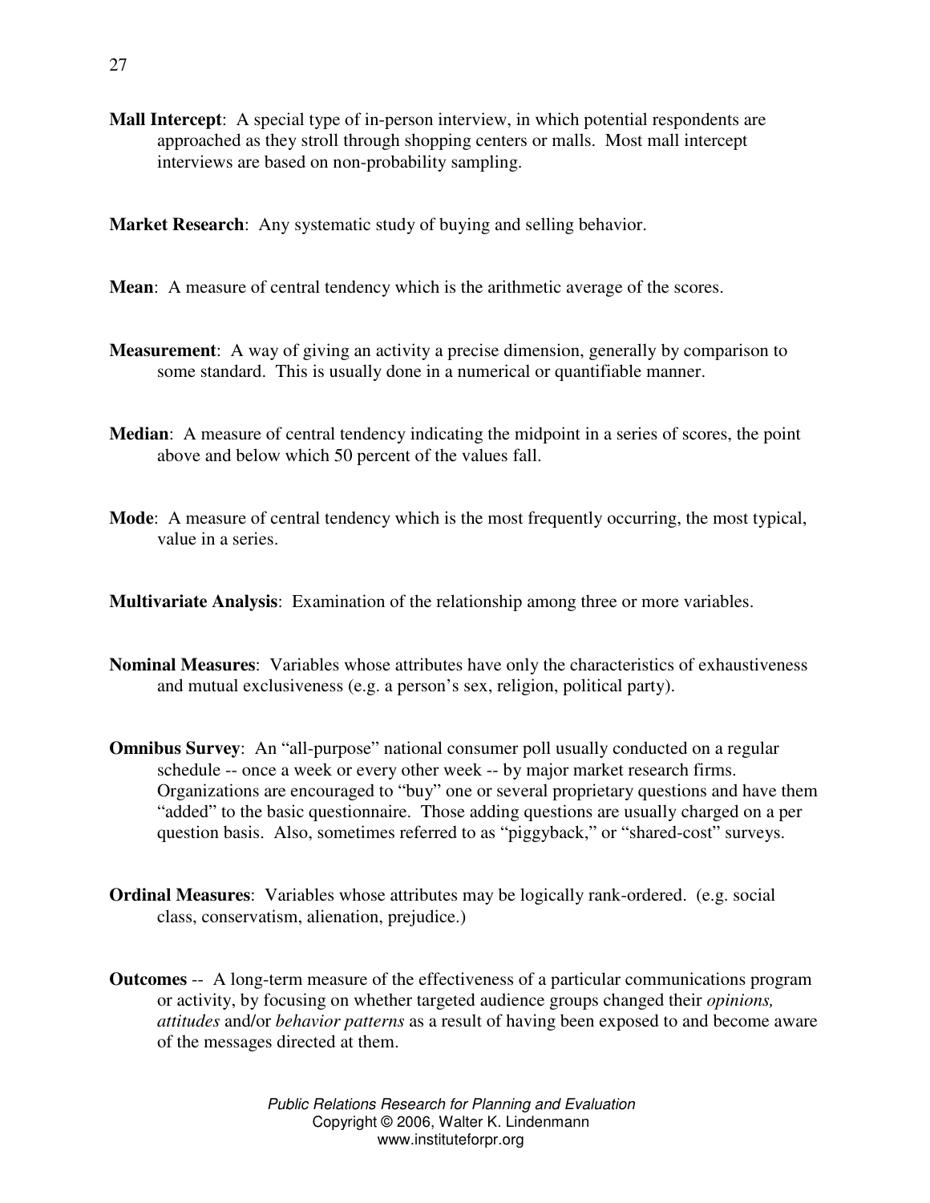**Mall Intercept**: A special type of in-person interview, in which potential respondents are approached as they stroll through shopping centers or malls. Most mall intercept interviews are based on non-probability sampling.

**Market Research**: Any systematic study of buying and selling behavior.

**Mean**: A measure of central tendency which is the arithmetic average of the scores.

**Measurement**: A way of giving an activity a precise dimension, generally by comparison to some standard. This is usually done in a numerical or quantifiable manner.

**Median**: A measure of central tendency indicating the midpoint in a series of scores, the point above and below which 50 percent of the values fall.

**Mode**: A measure of central tendency which is the most frequently occurring, the most typical, value in a series.

**Multivariate Analysis**: Examination of the relationship among three or more variables.

**Nominal Measures**: Variables whose attributes have only the characteristics of exhaustiveness and mutual exclusiveness (e.g. a person's sex, religion, political party).

**Omnibus Survey**: An "all-purpose" national consumer poll usually conducted on a regular schedule -- once a week or every other week -- by major market research firms. Organizations are encouraged to "buy" one or several proprietary questions and have them "added" to the basic questionnaire. Those adding questions are usually charged on a per question basis. Also, sometimes referred to as "piggyback," or "shared-cost" surveys.

**Ordinal Measures**: Variables whose attributes may be logically rank-ordered. (e.g. social class, conservatism, alienation, prejudice.)

**Outcomes** -- A long-term measure of the effectiveness of a particular communications program or activity, by focusing on whether targeted audience groups changed their *opinions, attitudes* and/or *behavior patterns* as a result of having been exposed to and become aware of the messages directed at them.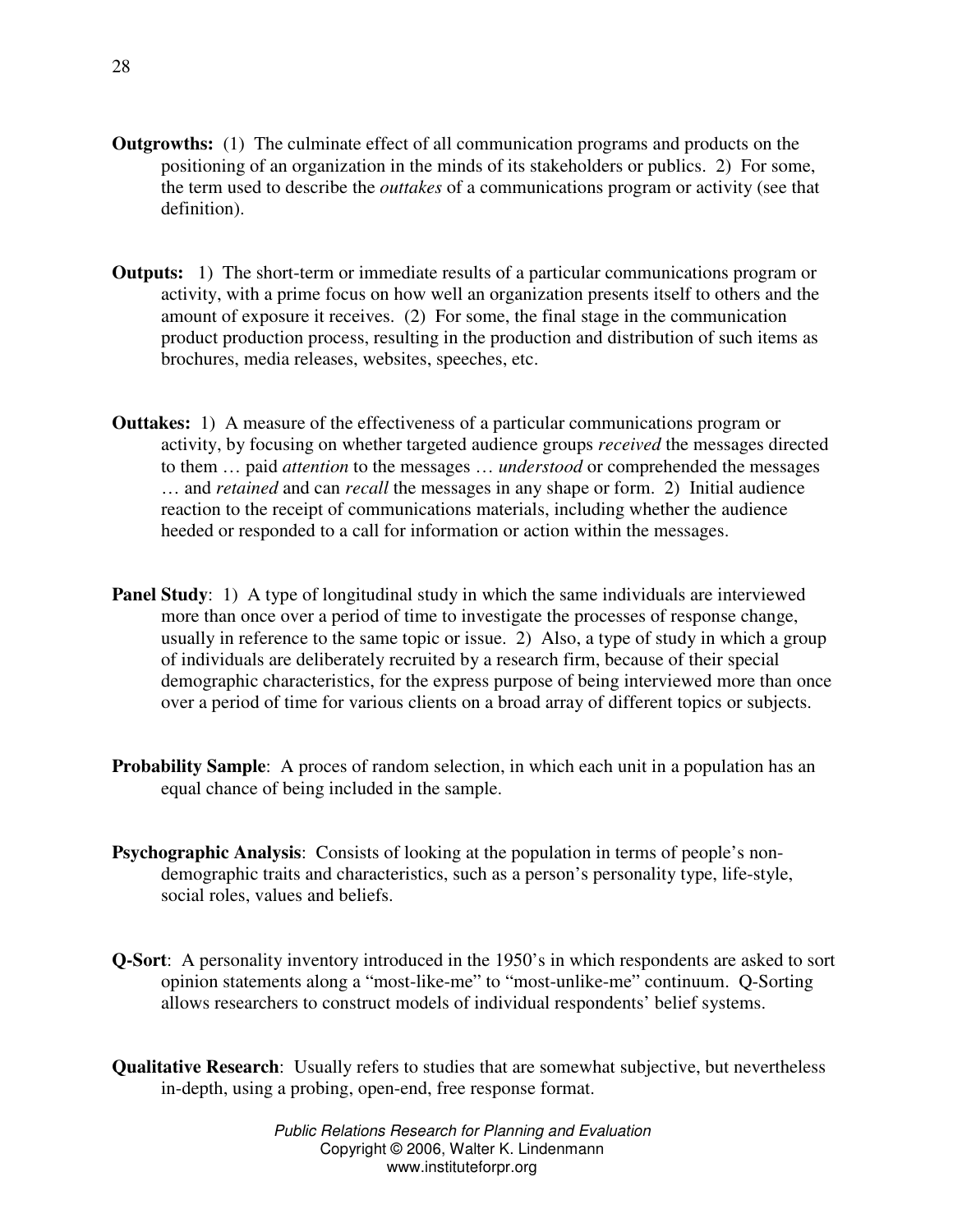**Outgrowths:** (1) The culminate effect of all communication programs and products on the positioning of an organization in the minds of its stakeholders or publics. 2) For some, the term used to describe the *outtakes* of a communications program or activity (see that definition).

**Outputs:** 1) The short-term or immediate results of a particular communications program or activity, with a prime focus on how well an organization presents itself to others and the amount of exposure it receives. (2) For some, the final stage in the communication product production process, resulting in the production and distribution of such items as brochures, media releases, websites, speeches, etc.

**Outtakes:** 1) A measure of the effectiveness of a particular communications program or activity, by focusing on whether targeted audience groups *received* the messages directed to them … paid *attention* to the messages … *understood* or comprehended the messages … and *retained* and can *recall* the messages in any shape or form. 2) Initial audience reaction to the receipt of communications materials, including whether the audience heeded or responded to a call for information or action within the messages.

**Panel Study**: 1) A type of longitudinal study in which the same individuals are interviewed more than once over a period of time to investigate the processes of response change, usually in reference to the same topic or issue. 2) Also, a type of study in which a group of individuals are deliberately recruited by a research firm, because of their special demographic characteristics, for the express purpose of being interviewed more than once over a period of time for various clients on a broad array of different topics or subjects.

**Probability Sample**: A proces of random selection, in which each unit in a population has an equal chance of being included in the sample.

**Psychographic Analysis**: Consists of looking at the population in terms of people's non-demographic traits and characteristics, such as a person's personality type, life-style, social roles, values and beliefs.

**Q-Sort**: A personality inventory introduced in the 1950's in which respondents are asked to sort opinion statements along a "most-like-me" to "most-unlike-me" continuum. Q-Sorting allows researchers to construct models of individual respondents' belief systems.

**Qualitative Research**: Usually refers to studies that are somewhat subjective, but nevertheless in-depth, using a probing, open-end, free response format.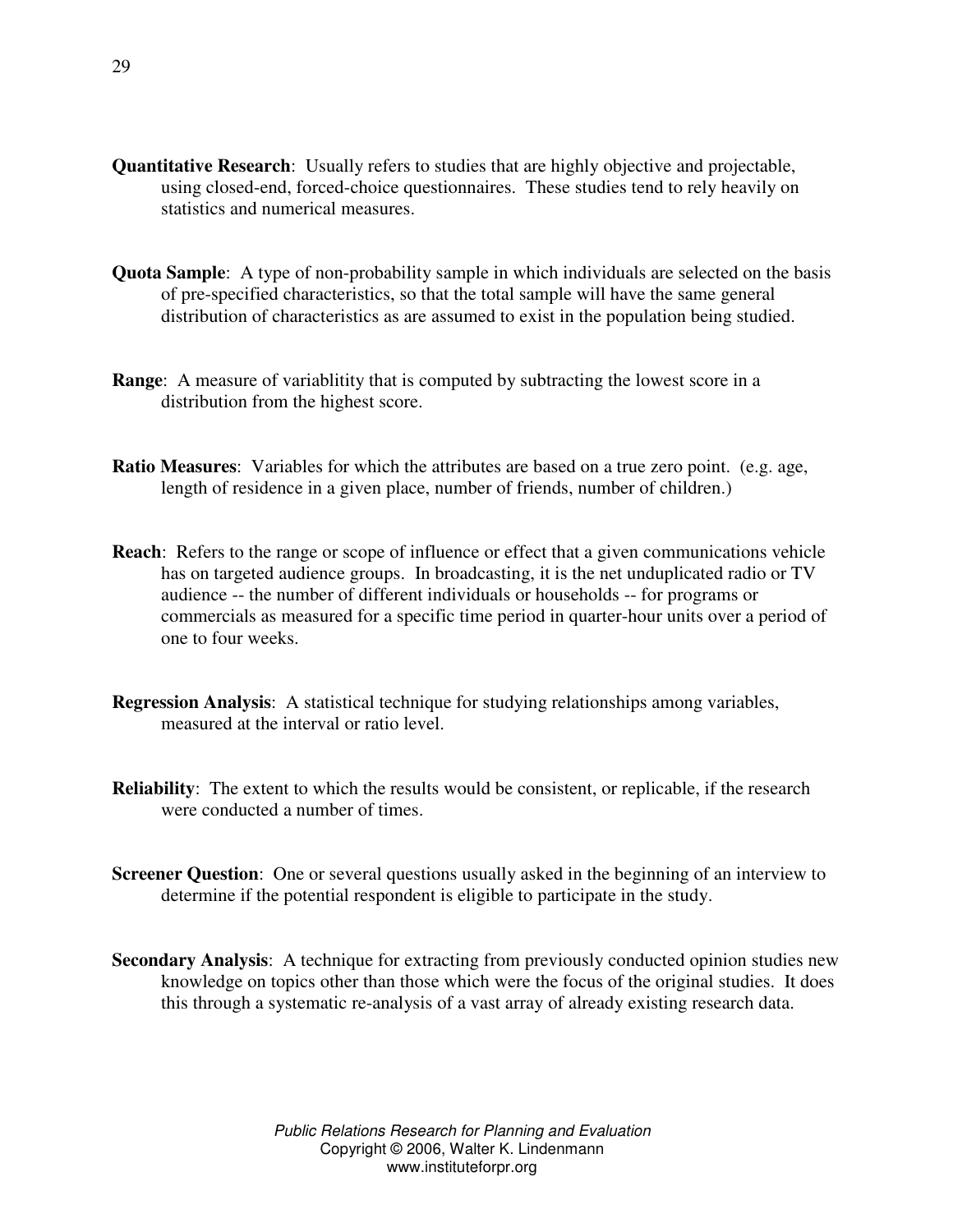**Quantitative Research**: Usually refers to studies that are highly objective and projectable, using closed-end, forced-choice questionnaires. These studies tend to rely heavily on statistics and numerical measures.

**Quota Sample**: A type of non-probability sample in which individuals are selected on the basis of pre-specified characteristics, so that the total sample will have the same general distribution of characteristics as are assumed to exist in the population being studied.

**Range**: A measure of variablitity that is computed by subtracting the lowest score in a distribution from the highest score.

**Ratio Measures**: Variables for which the attributes are based on a true zero point. (e.g. age, length of residence in a given place, number of friends, number of children.)

**Reach**: Refers to the range or scope of influence or effect that a given communications vehicle has on targeted audience groups. In broadcasting, it is the net unduplicated radio or TV audience -- the number of different individuals or households -- for programs or commercials as measured for a specific time period in quarter-hour units over a period of one to four weeks.

**Regression Analysis**: A statistical technique for studying relationships among variables, measured at the interval or ratio level.

**Reliability**: The extent to which the results would be consistent, or replicable, if the research were conducted a number of times.

**Screener Question**: One or several questions usually asked in the beginning of an interview to determine if the potential respondent is eligible to participate in the study.

**Secondary Analysis**: A technique for extracting from previously conducted opinion studies new knowledge on topics other than those which were the focus of the original studies. It does this through a systematic re-analysis of a vast array of already existing research data.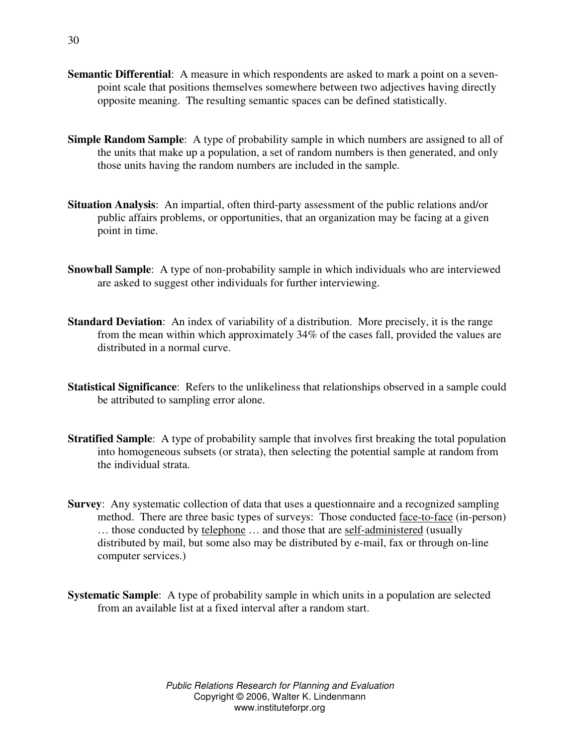**Semantic Differential**: A measure in which respondents are asked to mark a point on a seven-point scale that positions themselves somewhere between two adjectives having directly opposite meaning. The resulting semantic spaces can be defined statistically.

**Simple Random Sample**: A type of probability sample in which numbers are assigned to all of the units that make up a population, a set of random numbers is then generated, and only those units having the random numbers are included in the sample.

**Situation Analysis**: An impartial, often third-party assessment of the public relations and/or public affairs problems, or opportunities, that an organization may be facing at a given point in time.

**Snowball Sample**: A type of non-probability sample in which individuals who are interviewed are asked to suggest other individuals for further interviewing.

**Standard Deviation**: An index of variability of a distribution. More precisely, it is the range from the mean within which approximately 34% of the cases fall, provided the values are distributed in a normal curve.

**Statistical Significance**: Refers to the unlikeliness that relationships observed in a sample could be attributed to sampling error alone.

**Stratified Sample**: A type of probability sample that involves first breaking the total population into homogeneous subsets (or strata), then selecting the potential sample at random from the individual strata.

**Survey**: Any systematic collection of data that uses a questionnaire and a recognized sampling method. There are three basic types of surveys: Those conducted face-to-face (in-person) … those conducted by telephone … and those that are self-administered (usually distributed by mail, but some also may be distributed by e-mail, fax or through on-line computer services.)

**Systematic Sample**: A type of probability sample in which units in a population are selected from an available list at a fixed interval after a random start.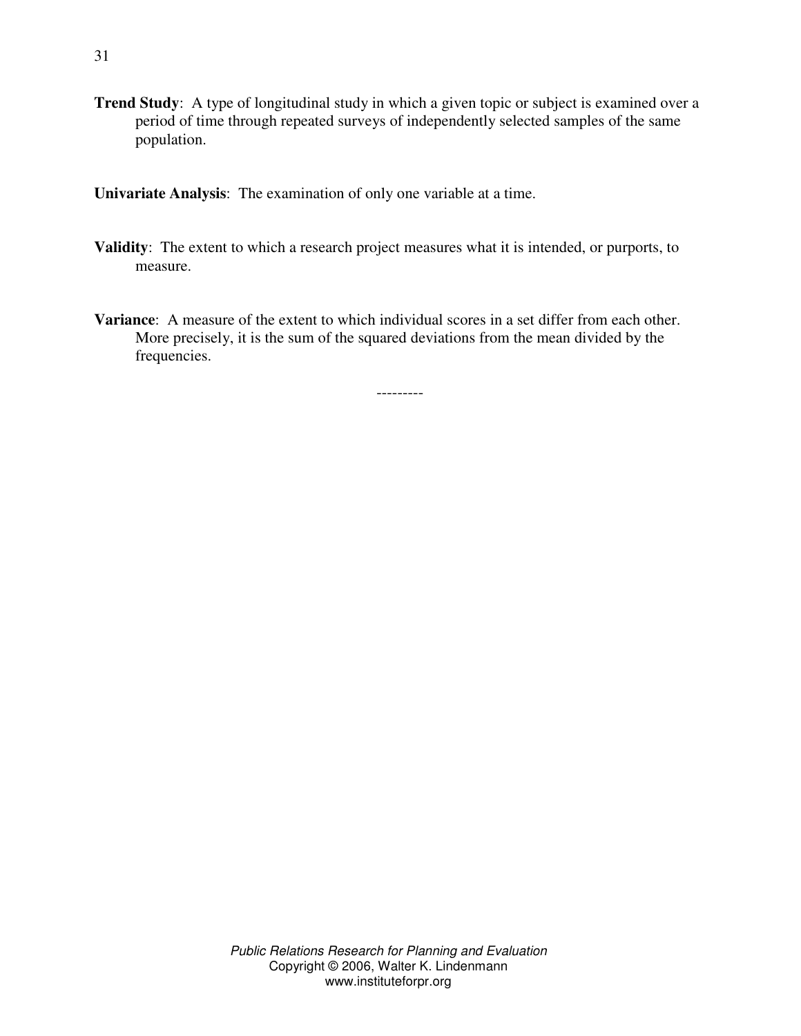**Trend Study**: A type of longitudinal study in which a given topic or subject is examined over a period of time through repeated surveys of independently selected samples of the same population.

**Univariate Analysis**: The examination of only one variable at a time.

**Validity**: The extent to which a research project measures what it is intended, or purports, to measure.

**Variance**: A measure of the extent to which individual scores in a set differ from each other. More precisely, it is the sum of the squared deviations from the mean divided by the frequencies.

---------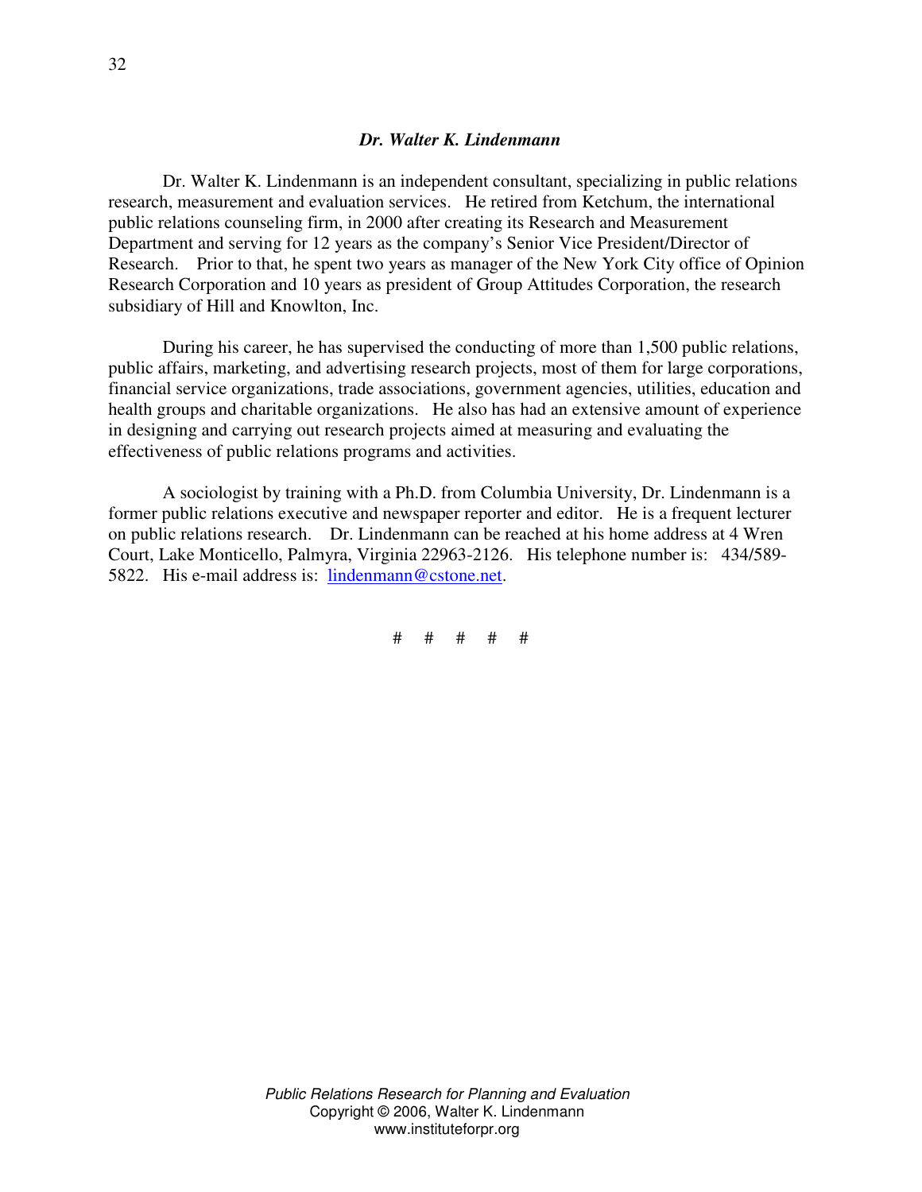### *Dr. Walter K. Lindenmann*

Dr. Walter K. Lindenmann is an independent consultant, specializing in public relations research, measurement and evaluation services. He retired from Ketchum, the international public relations counseling firm, in 2000 after creating its Research and Measurement Department and serving for 12 years as the company's Senior Vice President/Director of Research. Prior to that, he spent two years as manager of the New York City office of Opinion Research Corporation and 10 years as president of Group Attitudes Corporation, the research subsidiary of Hill and Knowlton, Inc.

During his career, he has supervised the conducting of more than 1,500 public relations, public affairs, marketing, and advertising research projects, most of them for large corporations, financial service organizations, trade associations, government agencies, utilities, education and health groups and charitable organizations. He also has had an extensive amount of experience in designing and carrying out research projects aimed at measuring and evaluating the effectiveness of public relations programs and activities.

A sociologist by training with a Ph.D. from Columbia University, Dr. Lindenmann is a former public relations executive and newspaper reporter and editor. He is a frequent lecturer on public relations research. Dr. Lindenmann can be reached at his home address at 4 Wren Court, Lake Monticello, Palmyra, Virginia 22963-2126. His telephone number is: 434/589-5822. His e-mail address is: lindenmann@cstone.net.

\# # # # #